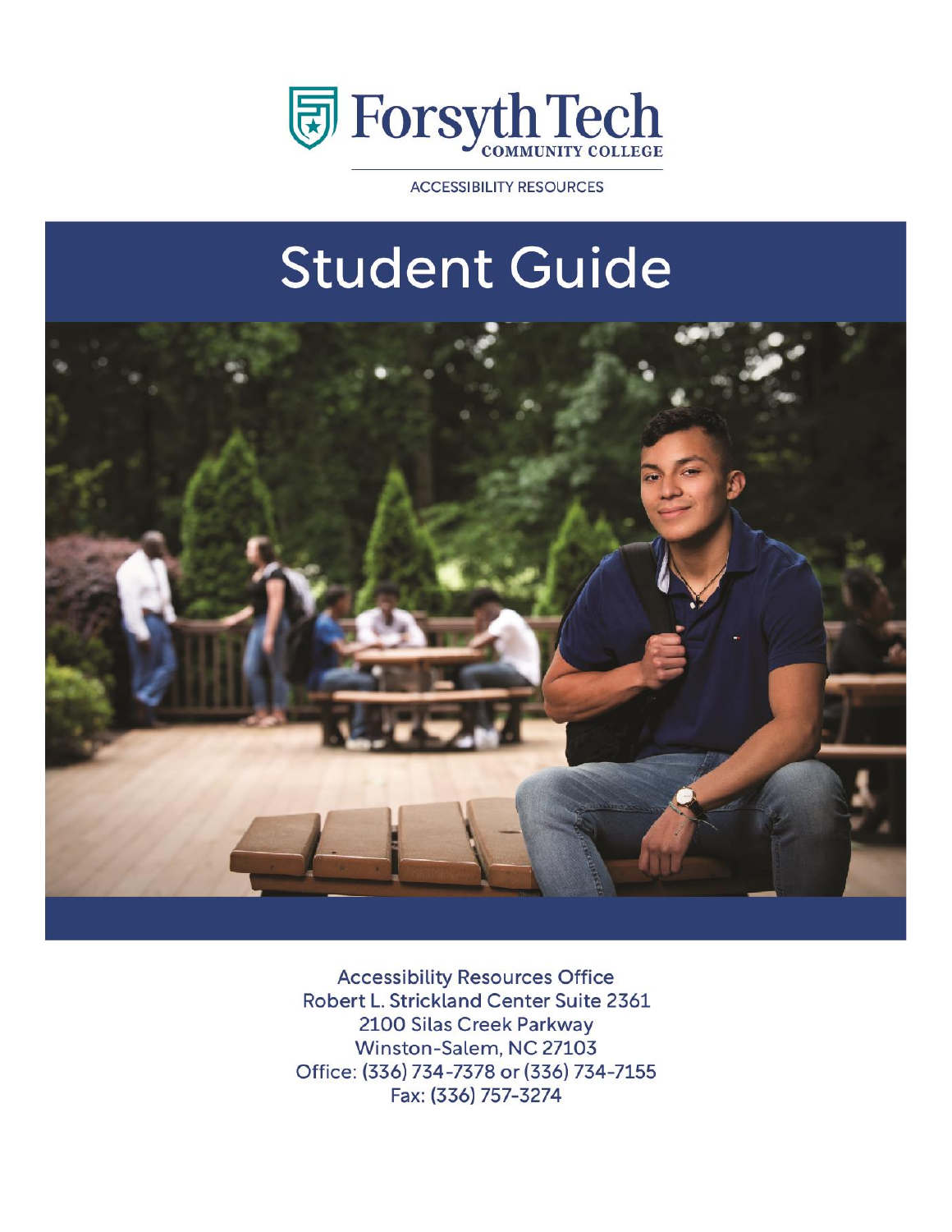Forsyth Tech
COMMUNITY COLLEGE

ACCESSIBILITY RESOURCES

# Student Guide

Accessibility Resources Office
Robert L. Strickland Center Suite 2361
2100 Silas Creek Parkway
Winston-Salem, NC 27103
Office: (336) 734-7378 or (336) 734-7155
Fax: (336) 757-3274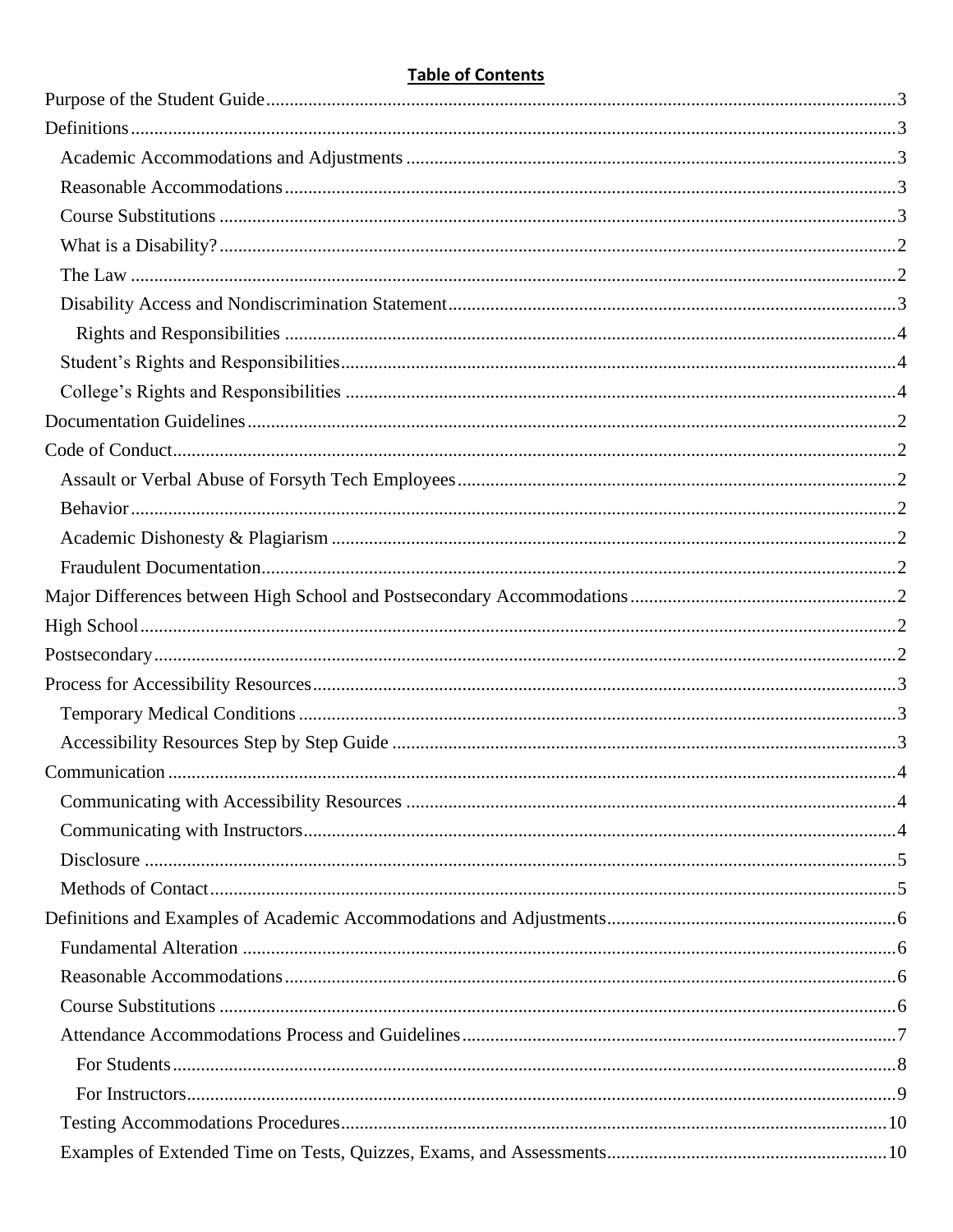**Table of Contents**

Purpose of the Student Guide ..... 3

Definitions ..... 3

- Academic Accommodations and Adjustments ..... 3
- Reasonable Accommodations ..... 3
- Course Substitutions ..... 3
- What is a Disability? ..... 2
- The Law ..... 2
- Disability Access and Nondiscrimination Statement ..... 3
  - Rights and Responsibilities ..... 4
- Student's Rights and Responsibilities ..... 4
- College's Rights and Responsibilities ..... 4

Documentation Guidelines ..... 2

Code of Conduct ..... 2

- Assault or Verbal Abuse of Forsyth Tech Employees ..... 2
- Behavior ..... 2
- Academic Dishonesty & Plagiarism ..... 2
- Fraudulent Documentation ..... 2

Major Differences between High School and Postsecondary Accommodations ..... 2

High School ..... 2

Postsecondary ..... 2

Process for Accessibility Resources ..... 3

- Temporary Medical Conditions ..... 3
- Accessibility Resources Step by Step Guide ..... 3

Communication ..... 4

- Communicating with Accessibility Resources ..... 4
- Communicating with Instructors ..... 4
- Disclosure ..... 5
- Methods of Contact ..... 5

Definitions and Examples of Academic Accommodations and Adjustments ..... 6

- Fundamental Alteration ..... 6
- Reasonable Accommodations ..... 6
- Course Substitutions ..... 6
- Attendance Accommodations Process and Guidelines ..... 7
  - For Students ..... 8
  - For Instructors ..... 9
- Testing Accommodations Procedures ..... 10
- Examples of Extended Time on Tests, Quizzes, Exams, and Assessments ..... 10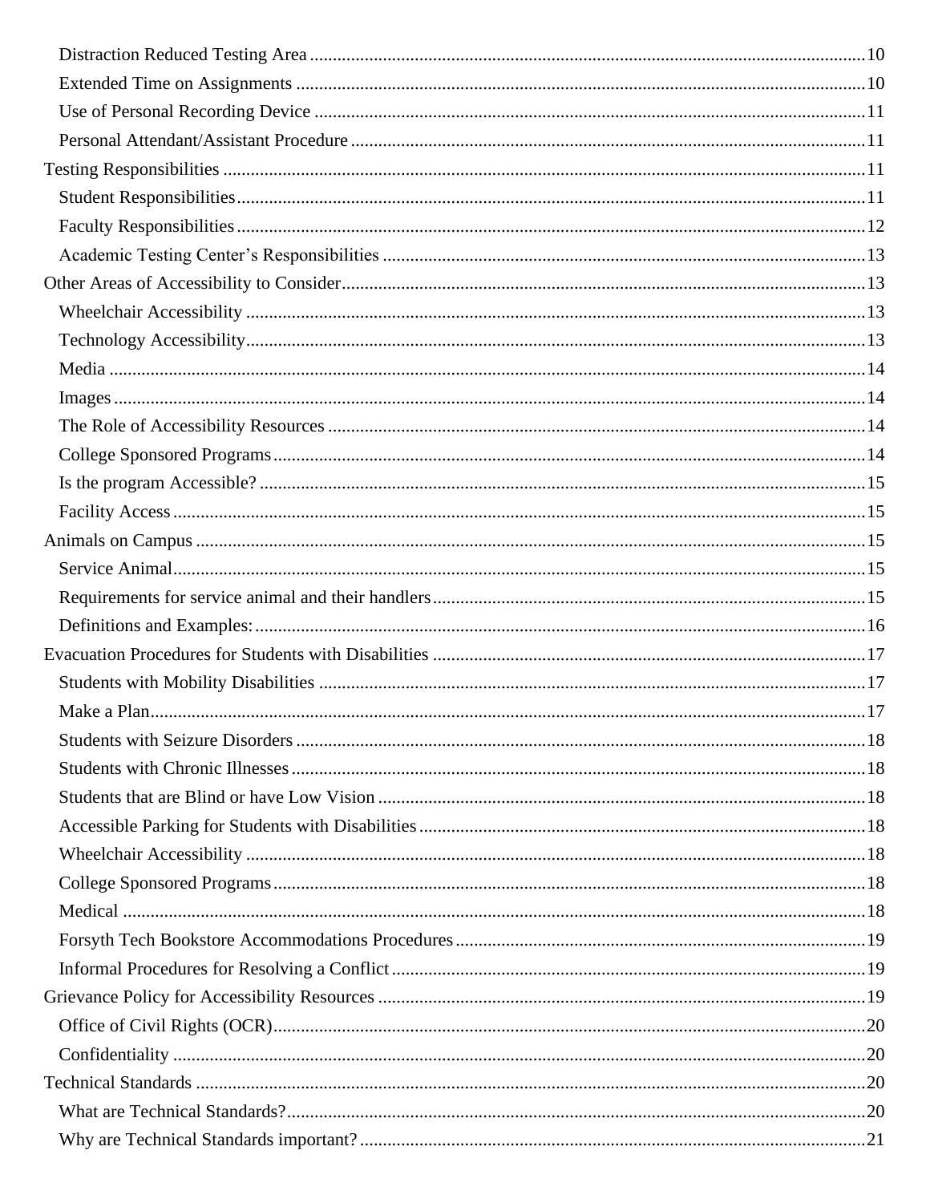- Distraction Reduced Testing Area ........ 10
- Extended Time on Assignments ........ 10
- Use of Personal Recording Device ........ 11
- Personal Attendant/Assistant Procedure ........ 11

Testing Responsibilities ........ 11

- Student Responsibilities ........ 11
- Faculty Responsibilities ........ 12
- Academic Testing Center's Responsibilities ........ 13

Other Areas of Accessibility to Consider ........ 13

- Wheelchair Accessibility ........ 13
- Technology Accessibility ........ 13
- Media ........ 14
- Images ........ 14
- The Role of Accessibility Resources ........ 14
- College Sponsored Programs ........ 14
- Is the program Accessible? ........ 15
- Facility Access ........ 15

Animals on Campus ........ 15

- Service Animal ........ 15
- Requirements for service animal and their handlers ........ 15
- Definitions and Examples: ........ 16

Evacuation Procedures for Students with Disabilities ........ 17

- Students with Mobility Disabilities ........ 17
- Make a Plan ........ 17
- Students with Seizure Disorders ........ 18
- Students with Chronic Illnesses ........ 18
- Students that are Blind or have Low Vision ........ 18
- Accessible Parking for Students with Disabilities ........ 18
- Wheelchair Accessibility ........ 18
- College Sponsored Programs ........ 18
- Medical ........ 18
- Forsyth Tech Bookstore Accommodations Procedures ........ 19
- Informal Procedures for Resolving a Conflict ........ 19

Grievance Policy for Accessibility Resources ........ 19

- Office of Civil Rights (OCR) ........ 20
- Confidentiality ........ 20

Technical Standards ........ 20

- What are Technical Standards? ........ 20
- Why are Technical Standards important? ........ 21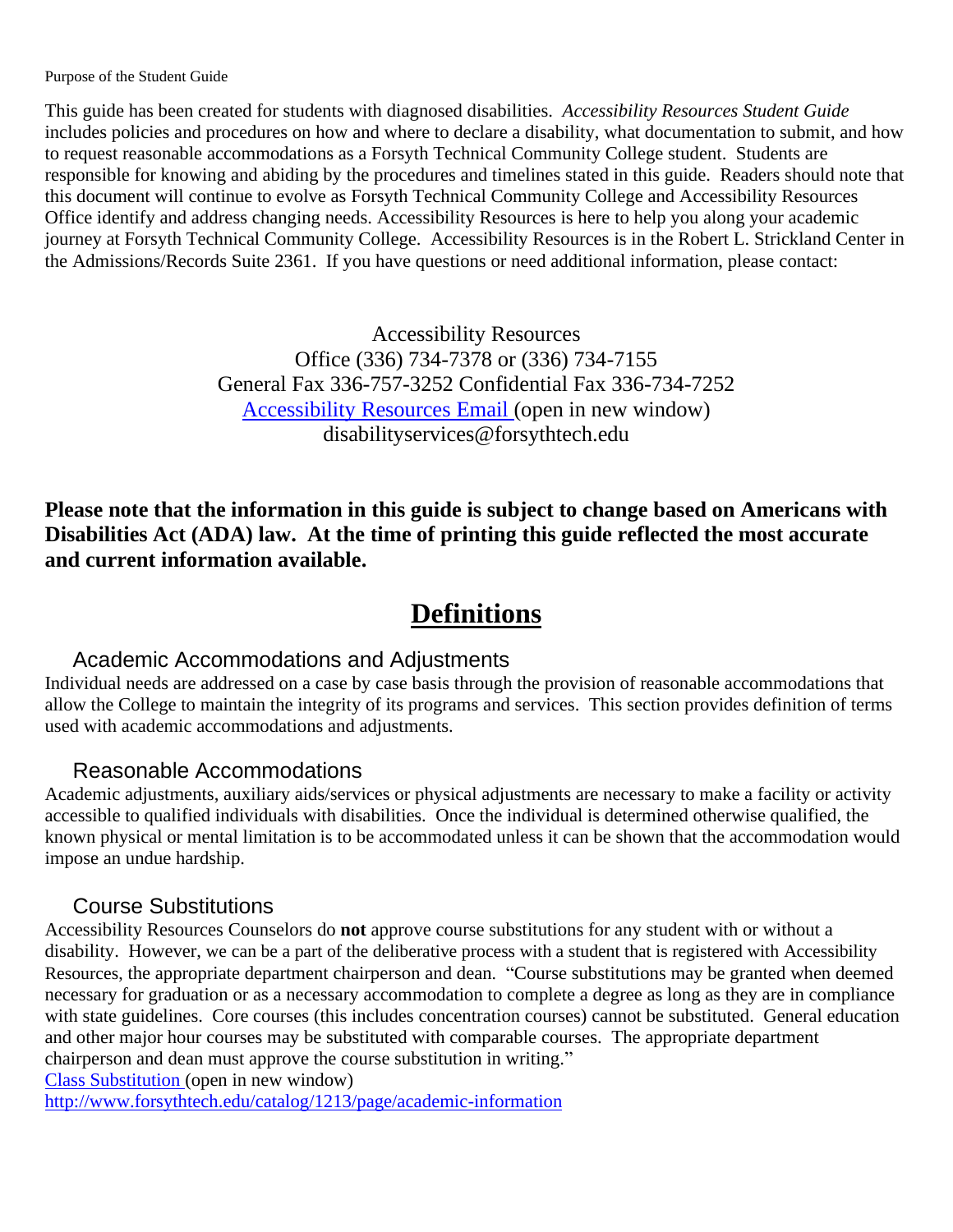Purpose of the Student Guide

This guide has been created for students with diagnosed disabilities. *Accessibility Resources Student Guide* includes policies and procedures on how and where to declare a disability, what documentation to submit, and how to request reasonable accommodations as a Forsyth Technical Community College student. Students are responsible for knowing and abiding by the procedures and timelines stated in this guide. Readers should note that this document will continue to evolve as Forsyth Technical Community College and Accessibility Resources Office identify and address changing needs. Accessibility Resources is here to help you along your academic journey at Forsyth Technical Community College. Accessibility Resources is in the Robert L. Strickland Center in the Admissions/Records Suite 2361. If you have questions or need additional information, please contact:

Accessibility Resources
Office (336) 734-7378 or (336) 734-7155
General Fax 336-757-3252 Confidential Fax 336-734-7252
[Accessibility Resources Email](mailto:disabilityservices@forsythtech.edu) (open in new window)
disabilityservices@forsythtech.edu

**Please note that the information in this guide is subject to change based on Americans with Disabilities Act (ADA) law. At the time of printing this guide reflected the most accurate and current information available.**

# Definitions

## Academic Accommodations and Adjustments

Individual needs are addressed on a case by case basis through the provision of reasonable accommodations that allow the College to maintain the integrity of its programs and services. This section provides definition of terms used with academic accommodations and adjustments.

## Reasonable Accommodations

Academic adjustments, auxiliary aids/services or physical adjustments are necessary to make a facility or activity accessible to qualified individuals with disabilities. Once the individual is determined otherwise qualified, the known physical or mental limitation is to be accommodated unless it can be shown that the accommodation would impose an undue hardship.

## Course Substitutions

Accessibility Resources Counselors do **not** approve course substitutions for any student with or without a disability. However, we can be a part of the deliberative process with a student that is registered with Accessibility Resources, the appropriate department chairperson and dean. "Course substitutions may be granted when deemed necessary for graduation or as a necessary accommodation to complete a degree as long as they are in compliance with state guidelines. Core courses (this includes concentration courses) cannot be substituted. General education and other major hour courses may be substituted with comparable courses. The appropriate department chairperson and dean must approve the course substitution in writing."

[Class Substitution](http://www.forsythtech.edu/catalog/1213/page/academic-information) (open in new window)

http://www.forsythtech.edu/catalog/1213/page/academic-information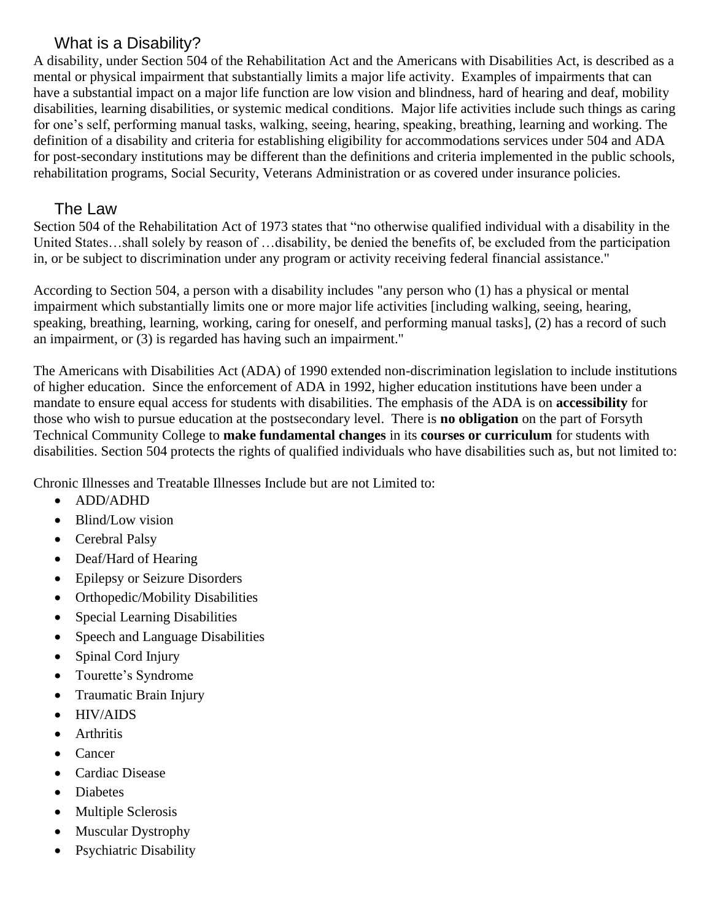## What is a Disability?

A disability, under Section 504 of the Rehabilitation Act and the Americans with Disabilities Act, is described as a mental or physical impairment that substantially limits a major life activity. Examples of impairments that can have a substantial impact on a major life function are low vision and blindness, hard of hearing and deaf, mobility disabilities, learning disabilities, or systemic medical conditions. Major life activities include such things as caring for one's self, performing manual tasks, walking, seeing, hearing, speaking, breathing, learning and working. The definition of a disability and criteria for establishing eligibility for accommodations services under 504 and ADA for post-secondary institutions may be different than the definitions and criteria implemented in the public schools, rehabilitation programs, Social Security, Veterans Administration or as covered under insurance policies.

## The Law

Section 504 of the Rehabilitation Act of 1973 states that "no otherwise qualified individual with a disability in the United States…shall solely by reason of …disability, be denied the benefits of, be excluded from the participation in, or be subject to discrimination under any program or activity receiving federal financial assistance."

According to Section 504, a person with a disability includes "any person who (1) has a physical or mental impairment which substantially limits one or more major life activities [including walking, seeing, hearing, speaking, breathing, learning, working, caring for oneself, and performing manual tasks], (2) has a record of such an impairment, or (3) is regarded has having such an impairment."

The Americans with Disabilities Act (ADA) of 1990 extended non-discrimination legislation to include institutions of higher education. Since the enforcement of ADA in 1992, higher education institutions have been under a mandate to ensure equal access for students with disabilities. The emphasis of the ADA is on **accessibility** for those who wish to pursue education at the postsecondary level. There is **no obligation** on the part of Forsyth Technical Community College to **make fundamental changes** in its **courses or curriculum** for students with disabilities. Section 504 protects the rights of qualified individuals who have disabilities such as, but not limited to:

Chronic Illnesses and Treatable Illnesses Include but are not Limited to:

- ADD/ADHD
- Blind/Low vision
- Cerebral Palsy
- Deaf/Hard of Hearing
- Epilepsy or Seizure Disorders
- Orthopedic/Mobility Disabilities
- Special Learning Disabilities
- Speech and Language Disabilities
- Spinal Cord Injury
- Tourette's Syndrome
- Traumatic Brain Injury
- HIV/AIDS
- Arthritis
- Cancer
- Cardiac Disease
- Diabetes
- Multiple Sclerosis
- Muscular Dystrophy
- Psychiatric Disability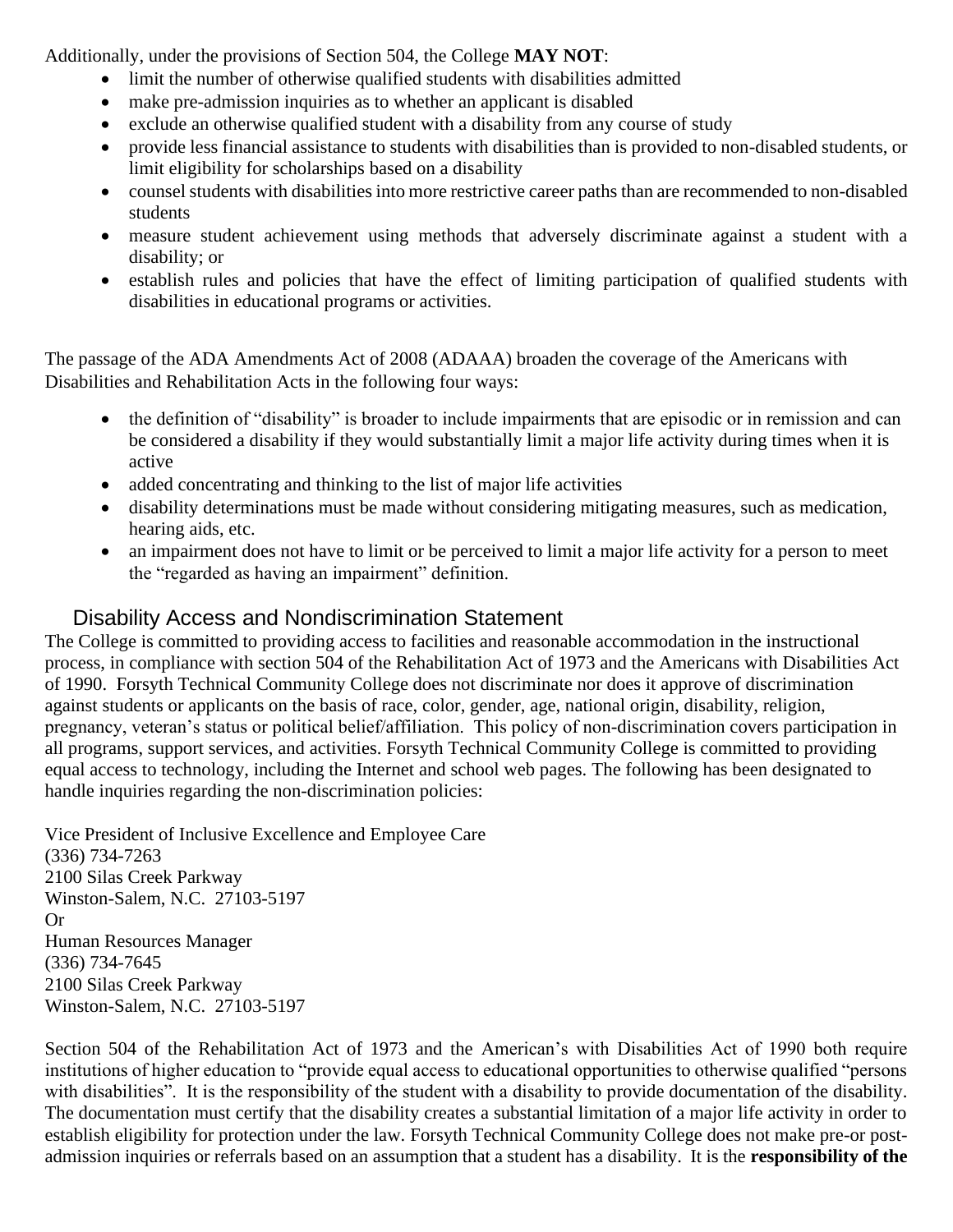Additionally, under the provisions of Section 504, the College **MAY NOT**:

- limit the number of otherwise qualified students with disabilities admitted
- make pre-admission inquiries as to whether an applicant is disabled
- exclude an otherwise qualified student with a disability from any course of study
- provide less financial assistance to students with disabilities than is provided to non-disabled students, or limit eligibility for scholarships based on a disability
- counsel students with disabilities into more restrictive career paths than are recommended to non-disabled students
- measure student achievement using methods that adversely discriminate against a student with a disability; or
- establish rules and policies that have the effect of limiting participation of qualified students with disabilities in educational programs or activities.

The passage of the ADA Amendments Act of 2008 (ADAAA) broaden the coverage of the Americans with Disabilities and Rehabilitation Acts in the following four ways:

- the definition of "disability" is broader to include impairments that are episodic or in remission and can be considered a disability if they would substantially limit a major life activity during times when it is active
- added concentrating and thinking to the list of major life activities
- disability determinations must be made without considering mitigating measures, such as medication, hearing aids, etc.
- an impairment does not have to limit or be perceived to limit a major life activity for a person to meet the "regarded as having an impairment" definition.

## Disability Access and Nondiscrimination Statement

The College is committed to providing access to facilities and reasonable accommodation in the instructional process, in compliance with section 504 of the Rehabilitation Act of 1973 and the Americans with Disabilities Act of 1990. Forsyth Technical Community College does not discriminate nor does it approve of discrimination against students or applicants on the basis of race, color, gender, age, national origin, disability, religion, pregnancy, veteran's status or political belief/affiliation. This policy of non-discrimination covers participation in all programs, support services, and activities. Forsyth Technical Community College is committed to providing equal access to technology, including the Internet and school web pages. The following has been designated to handle inquiries regarding the non-discrimination policies:

Vice President of Inclusive Excellence and Employee Care
(336) 734-7263
2100 Silas Creek Parkway
Winston-Salem, N.C. 27103-5197
Or
Human Resources Manager
(336) 734-7645
2100 Silas Creek Parkway
Winston-Salem, N.C. 27103-5197

Section 504 of the Rehabilitation Act of 1973 and the American's with Disabilities Act of 1990 both require institutions of higher education to "provide equal access to educational opportunities to otherwise qualified "persons with disabilities". It is the responsibility of the student with a disability to provide documentation of the disability. The documentation must certify that the disability creates a substantial limitation of a major life activity in order to establish eligibility for protection under the law. Forsyth Technical Community College does not make pre-or post-admission inquiries or referrals based on an assumption that a student has a disability. It is the **responsibility of the**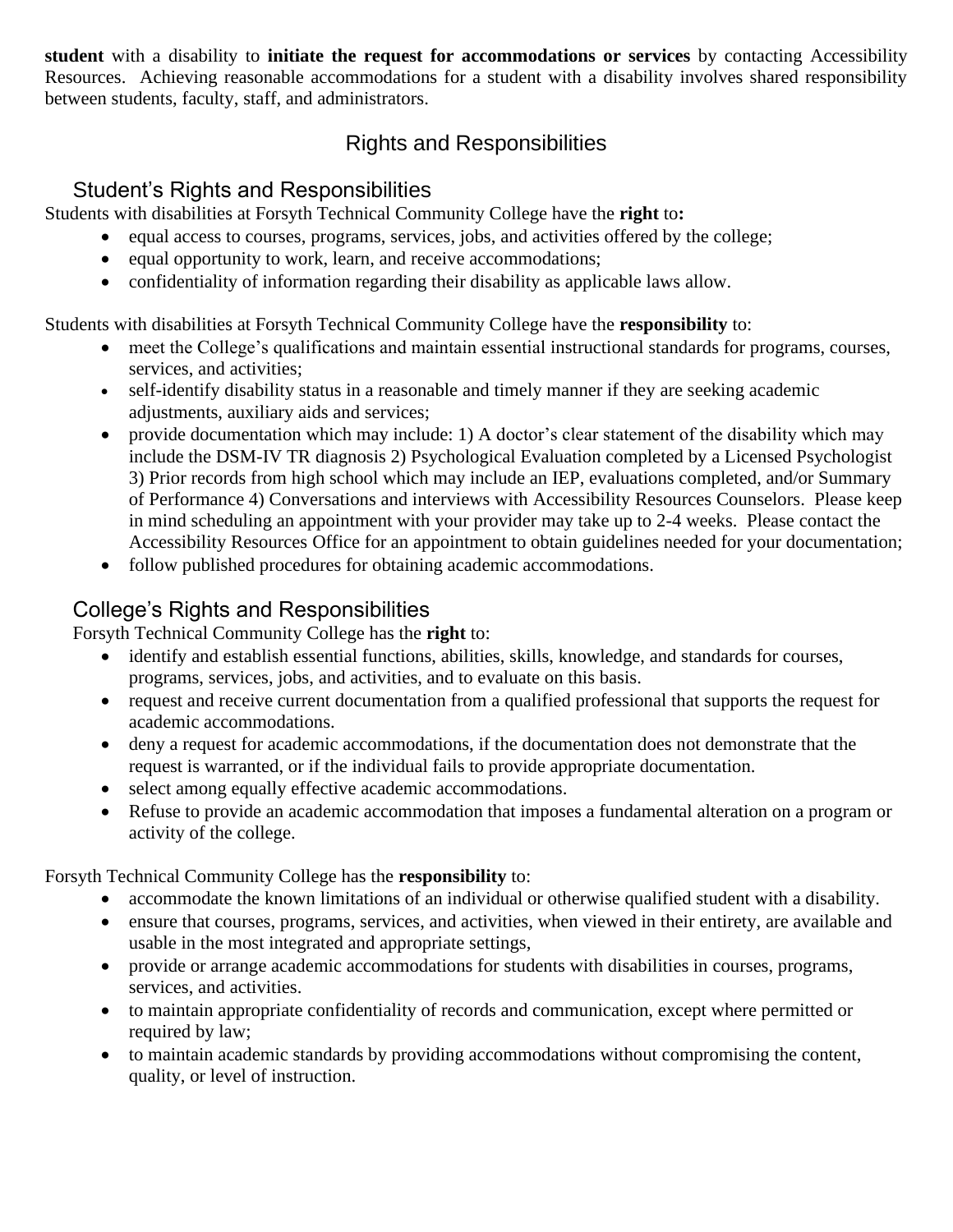**student** with a disability to **initiate the request for accommodations or services** by contacting Accessibility Resources. Achieving reasonable accommodations for a student with a disability involves shared responsibility between students, faculty, staff, and administrators.

# Rights and Responsibilities

## Student's Rights and Responsibilities

Students with disabilities at Forsyth Technical Community College have the **right** to**:**

- equal access to courses, programs, services, jobs, and activities offered by the college;
- equal opportunity to work, learn, and receive accommodations;
- confidentiality of information regarding their disability as applicable laws allow.

Students with disabilities at Forsyth Technical Community College have the **responsibility** to:

- meet the College's qualifications and maintain essential instructional standards for programs, courses, services, and activities;
- self-identify disability status in a reasonable and timely manner if they are seeking academic adjustments, auxiliary aids and services;
- provide documentation which may include: 1) A doctor's clear statement of the disability which may include the DSM-IV TR diagnosis 2) Psychological Evaluation completed by a Licensed Psychologist 3) Prior records from high school which may include an IEP, evaluations completed, and/or Summary of Performance 4) Conversations and interviews with Accessibility Resources Counselors. Please keep in mind scheduling an appointment with your provider may take up to 2-4 weeks. Please contact the Accessibility Resources Office for an appointment to obtain guidelines needed for your documentation;
- follow published procedures for obtaining academic accommodations.

## College's Rights and Responsibilities

Forsyth Technical Community College has the **right** to:

- identify and establish essential functions, abilities, skills, knowledge, and standards for courses, programs, services, jobs, and activities, and to evaluate on this basis.
- request and receive current documentation from a qualified professional that supports the request for academic accommodations.
- deny a request for academic accommodations, if the documentation does not demonstrate that the request is warranted, or if the individual fails to provide appropriate documentation.
- select among equally effective academic accommodations.
- Refuse to provide an academic accommodation that imposes a fundamental alteration on a program or activity of the college.

Forsyth Technical Community College has the **responsibility** to:

- accommodate the known limitations of an individual or otherwise qualified student with a disability.
- ensure that courses, programs, services, and activities, when viewed in their entirety, are available and usable in the most integrated and appropriate settings,
- provide or arrange academic accommodations for students with disabilities in courses, programs, services, and activities.
- to maintain appropriate confidentiality of records and communication, except where permitted or required by law;
- to maintain academic standards by providing accommodations without compromising the content, quality, or level of instruction.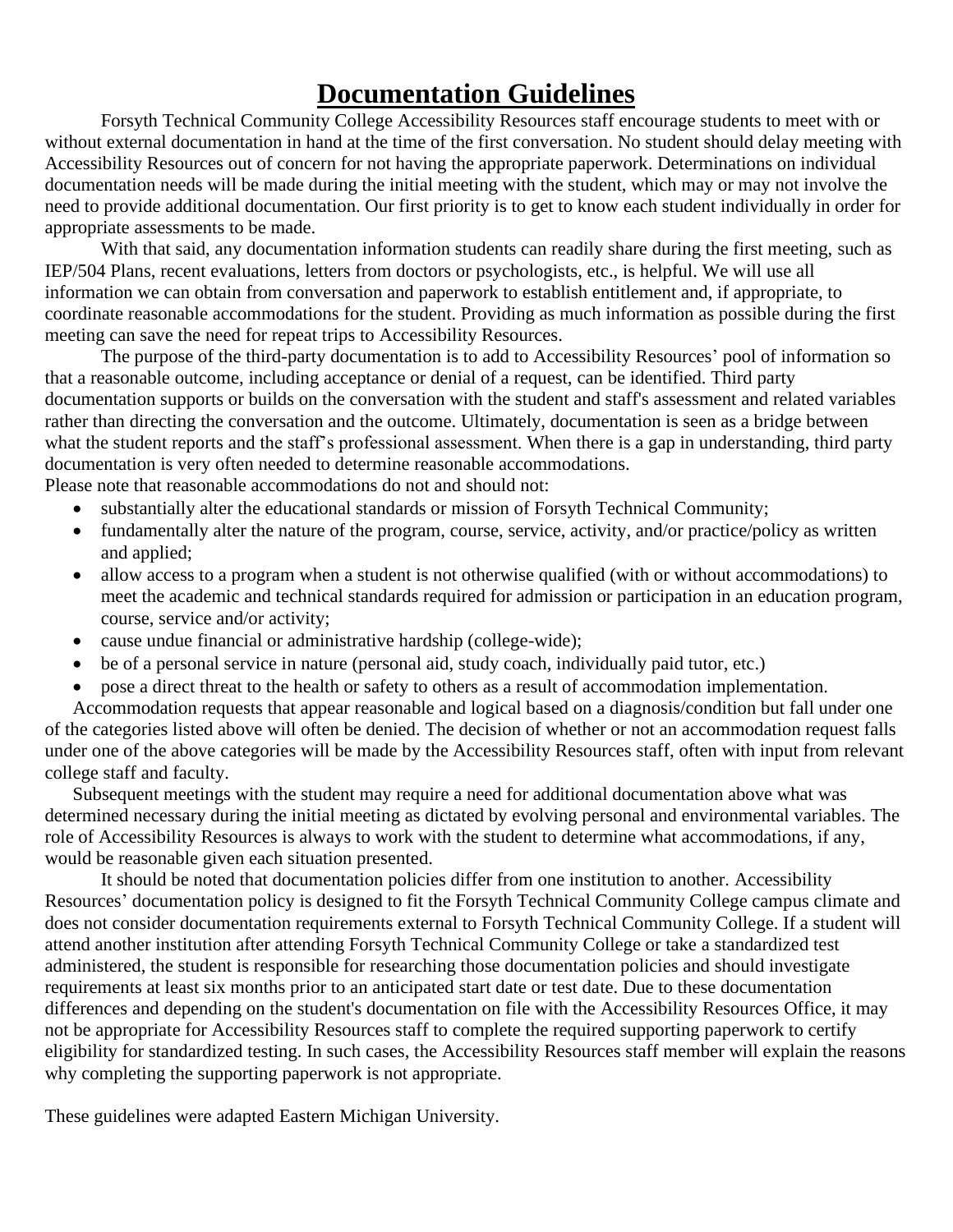# Documentation Guidelines

Forsyth Technical Community College Accessibility Resources staff encourage students to meet with or without external documentation in hand at the time of the first conversation. No student should delay meeting with Accessibility Resources out of concern for not having the appropriate paperwork. Determinations on individual documentation needs will be made during the initial meeting with the student, which may or may not involve the need to provide additional documentation. Our first priority is to get to know each student individually in order for appropriate assessments to be made.

With that said, any documentation information students can readily share during the first meeting, such as IEP/504 Plans, recent evaluations, letters from doctors or psychologists, etc., is helpful. We will use all information we can obtain from conversation and paperwork to establish entitlement and, if appropriate, to coordinate reasonable accommodations for the student. Providing as much information as possible during the first meeting can save the need for repeat trips to Accessibility Resources.

The purpose of the third-party documentation is to add to Accessibility Resources' pool of information so that a reasonable outcome, including acceptance or denial of a request, can be identified. Third party documentation supports or builds on the conversation with the student and staff's assessment and related variables rather than directing the conversation and the outcome. Ultimately, documentation is seen as a bridge between what the student reports and the staff's professional assessment. When there is a gap in understanding, third party documentation is very often needed to determine reasonable accommodations.

Please note that reasonable accommodations do not and should not:

- substantially alter the educational standards or mission of Forsyth Technical Community;
- fundamentally alter the nature of the program, course, service, activity, and/or practice/policy as written and applied;
- allow access to a program when a student is not otherwise qualified (with or without accommodations) to meet the academic and technical standards required for admission or participation in an education program, course, service and/or activity;
- cause undue financial or administrative hardship (college-wide);
- be of a personal service in nature (personal aid, study coach, individually paid tutor, etc.)
- pose a direct threat to the health or safety to others as a result of accommodation implementation.

Accommodation requests that appear reasonable and logical based on a diagnosis/condition but fall under one of the categories listed above will often be denied. The decision of whether or not an accommodation request falls under one of the above categories will be made by the Accessibility Resources staff, often with input from relevant college staff and faculty.

Subsequent meetings with the student may require a need for additional documentation above what was determined necessary during the initial meeting as dictated by evolving personal and environmental variables. The role of Accessibility Resources is always to work with the student to determine what accommodations, if any, would be reasonable given each situation presented.

It should be noted that documentation policies differ from one institution to another. Accessibility Resources' documentation policy is designed to fit the Forsyth Technical Community College campus climate and does not consider documentation requirements external to Forsyth Technical Community College. If a student will attend another institution after attending Forsyth Technical Community College or take a standardized test administered, the student is responsible for researching those documentation policies and should investigate requirements at least six months prior to an anticipated start date or test date. Due to these documentation differences and depending on the student's documentation on file with the Accessibility Resources Office, it may not be appropriate for Accessibility Resources staff to complete the required supporting paperwork to certify eligibility for standardized testing. In such cases, the Accessibility Resources staff member will explain the reasons why completing the supporting paperwork is not appropriate.

These guidelines were adapted Eastern Michigan University.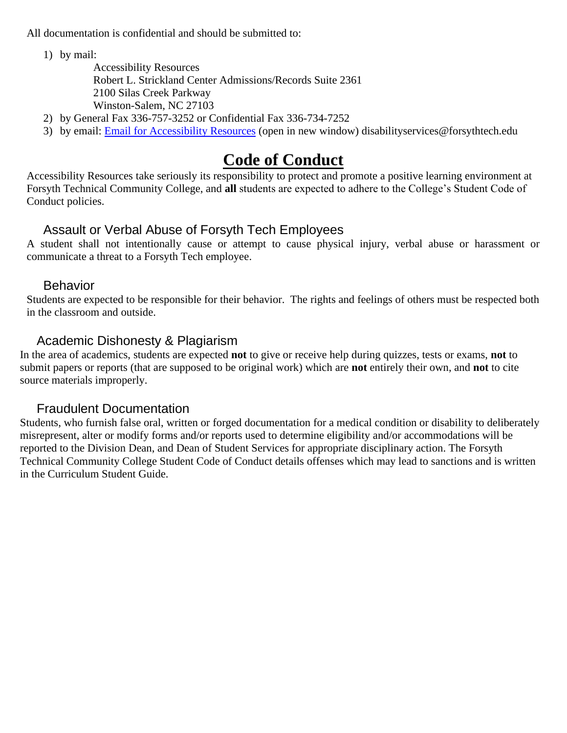All documentation is confidential and should be submitted to:

1) by mail:

   Accessibility Resources
   Robert L. Strickland Center Admissions/Records Suite 2361
   2100 Silas Creek Parkway
   Winston-Salem, NC 27103

2) by General Fax 336-757-3252 or Confidential Fax 336-734-7252
3) by email: [Email for Accessibility Resources](mailto:disabilityservices@forsythtech.edu) (open in new window) disabilityservices@forsythtech.edu

# Code of Conduct

Accessibility Resources take seriously its responsibility to protect and promote a positive learning environment at Forsyth Technical Community College, and **all** students are expected to adhere to the College's Student Code of Conduct policies.

## Assault or Verbal Abuse of Forsyth Tech Employees

A student shall not intentionally cause or attempt to cause physical injury, verbal abuse or harassment or communicate a threat to a Forsyth Tech employee.

## Behavior

Students are expected to be responsible for their behavior. The rights and feelings of others must be respected both in the classroom and outside.

## Academic Dishonesty & Plagiarism

In the area of academics, students are expected **not** to give or receive help during quizzes, tests or exams, **not** to submit papers or reports (that are supposed to be original work) which are **not** entirely their own, and **not** to cite source materials improperly.

## Fraudulent Documentation

Students, who furnish false oral, written or forged documentation for a medical condition or disability to deliberately misrepresent, alter or modify forms and/or reports used to determine eligibility and/or accommodations will be reported to the Division Dean, and Dean of Student Services for appropriate disciplinary action. The Forsyth Technical Community College Student Code of Conduct details offenses which may lead to sanctions and is written in the Curriculum Student Guide.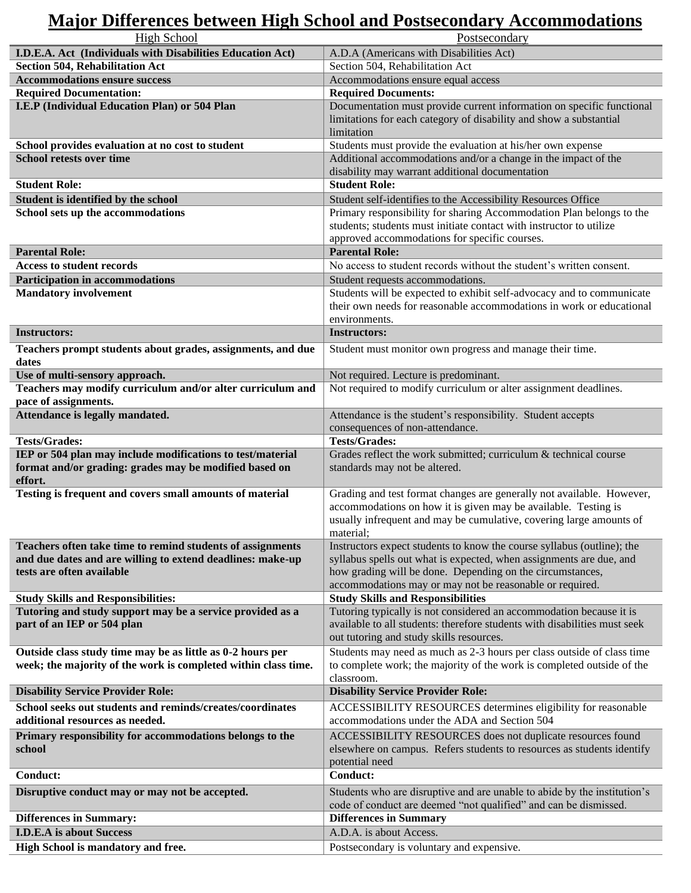# Major Differences between High School and Postsecondary Accommodations

| High School | Postsecondary |
|---|---|
| **I.D.E.A. Act (Individuals with Disabilities Education Act)** | A.D.A (Americans with Disabilities Act) |
| **Section 504, Rehabilitation Act** | Section 504, Rehabilitation Act |
| **Accommodations ensure success** | Accommodations ensure equal access |
| **Required Documentation:** | **Required Documents:** |
| **I.E.P (Individual Education Plan) or 504 Plan** | Documentation must provide current information on specific functional limitations for each category of disability and show a substantial limitation |
| **School provides evaluation at no cost to student** | Students must provide the evaluation at his/her own expense |
| **School retests over time** | Additional accommodations and/or a change in the impact of the disability may warrant additional documentation |
| **Student Role:** | **Student Role:** |
| **Student is identified by the school** | Student self-identifies to the Accessibility Resources Office |
| **School sets up the accommodations** | Primary responsibility for sharing Accommodation Plan belongs to the students; students must initiate contact with instructor to utilize approved accommodations for specific courses. |
| **Parental Role:** | **Parental Role:** |
| **Access to student records** | No access to student records without the student's written consent. |
| **Participation in accommodations** | Student requests accommodations. |
| **Mandatory involvement** | Students will be expected to exhibit self-advocacy and to communicate their own needs for reasonable accommodations in work or educational environments. |
| **Instructors:** | **Instructors:** |
| **Teachers prompt students about grades, assignments, and due dates** | Student must monitor own progress and manage their time. |
| **Use of multi-sensory approach.** | Not required. Lecture is predominant. |
| **Teachers may modify curriculum and/or alter curriculum and pace of assignments.** | Not required to modify curriculum or alter assignment deadlines. |
| **Attendance is legally mandated.** | Attendance is the student's responsibility. Student accepts consequences of non-attendance. |
| **Tests/Grades:** | **Tests/Grades:** |
| **IEP or 504 plan may include modifications to test/material format and/or grading: grades may be modified based on effort.** | Grades reflect the work submitted; curriculum & technical course standards may not be altered. |
| **Testing is frequent and covers small amounts of material** | Grading and test format changes are generally not available. However, accommodations on how it is given may be available. Testing is usually infrequent and may be cumulative, covering large amounts of material; |
| **Teachers often take time to remind students of assignments and due dates and are willing to extend deadlines: make-up tests are often available** | Instructors expect students to know the course syllabus (outline); the syllabus spells out what is expected, when assignments are due, and how grading will be done. Depending on the circumstances, accommodations may or may not be reasonable or required. |
| **Study Skills and Responsibilities:** | **Study Skills and Responsibilities** |
| **Tutoring and study support may be a service provided as a part of an IEP or 504 plan** | Tutoring typically is not considered an accommodation because it is available to all students: therefore students with disabilities must seek out tutoring and study skills resources. |
| **Outside class study time may be as little as 0-2 hours per week; the majority of the work is completed within class time.** | Students may need as much as 2-3 hours per class outside of class time to complete work; the majority of the work is completed outside of the classroom. |
| **Disability Service Provider Role:** | **Disability Service Provider Role:** |
| **School seeks out students and reminds/creates/coordinates additional resources as needed.** | ACCESSIBILITY RESOURCES determines eligibility for reasonable accommodations under the ADA and Section 504 |
| **Primary responsibility for accommodations belongs to the school** | ACCESSIBILITY RESOURCES does not duplicate resources found elsewhere on campus. Refers students to resources as students identify potential need |
| **Conduct:** | **Conduct:** |
| **Disruptive conduct may or may not be accepted.** | Students who are disruptive and are unable to abide by the institution's code of conduct are deemed "not qualified" and can be dismissed. |
| **Differences in Summary:** | **Differences in Summary** |
| **I.D.E.A is about Success** | A.D.A. is about Access. |
| **High School is mandatory and free.** | Postsecondary is voluntary and expensive. |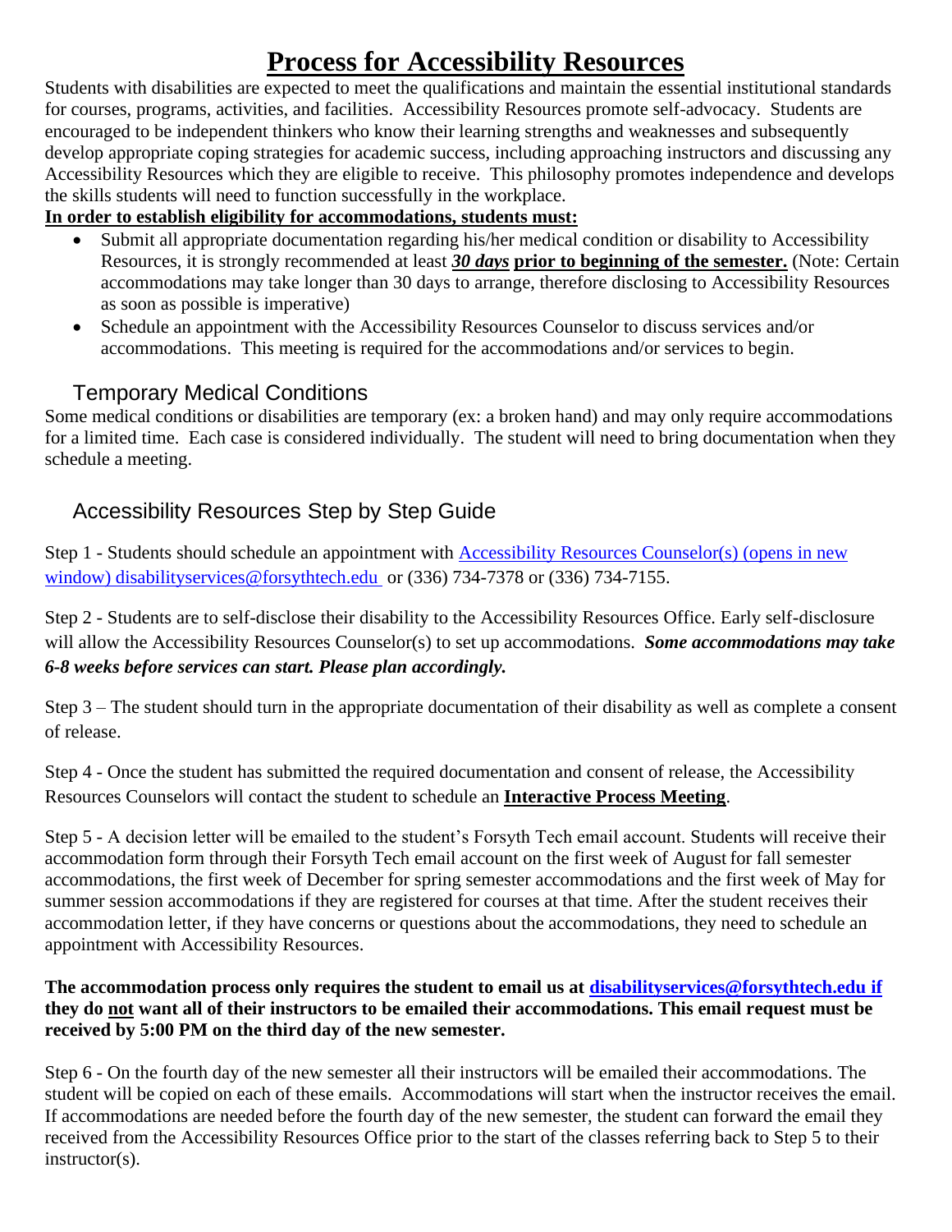# Process for Accessibility Resources

Students with disabilities are expected to meet the qualifications and maintain the essential institutional standards for courses, programs, activities, and facilities. Accessibility Resources promote self-advocacy. Students are encouraged to be independent thinkers who know their learning strengths and weaknesses and subsequently develop appropriate coping strategies for academic success, including approaching instructors and discussing any Accessibility Resources which they are eligible to receive. This philosophy promotes independence and develops the skills students will need to function successfully in the workplace.

**In order to establish eligibility for accommodations, students must:**

- Submit all appropriate documentation regarding his/her medical condition or disability to Accessibility Resources, it is strongly recommended at least ***30 days*** **prior to beginning of the semester.** (Note: Certain accommodations may take longer than 30 days to arrange, therefore disclosing to Accessibility Resources as soon as possible is imperative)
- Schedule an appointment with the Accessibility Resources Counselor to discuss services and/or accommodations. This meeting is required for the accommodations and/or services to begin.

## Temporary Medical Conditions

Some medical conditions or disabilities are temporary (ex: a broken hand) and may only require accommodations for a limited time. Each case is considered individually. The student will need to bring documentation when they schedule a meeting.

## Accessibility Resources Step by Step Guide

Step 1 - Students should schedule an appointment with Accessibility Resources Counselor(s) (opens in new window) disabilityservices@forsythtech.edu or (336) 734-7378 or (336) 734-7155.

Step 2 - Students are to self-disclose their disability to the Accessibility Resources Office. Early self-disclosure will allow the Accessibility Resources Counselor(s) to set up accommodations. ***Some accommodations may take 6-8 weeks before services can start. Please plan accordingly.***

Step 3 – The student should turn in the appropriate documentation of their disability as well as complete a consent of release.

Step 4 - Once the student has submitted the required documentation and consent of release, the Accessibility Resources Counselors will contact the student to schedule an **Interactive Process Meeting**.

Step 5 - A decision letter will be emailed to the student's Forsyth Tech email account. Students will receive their accommodation form through their Forsyth Tech email account on the first week of August for fall semester accommodations, the first week of December for spring semester accommodations and the first week of May for summer session accommodations if they are registered for courses at that time. After the student receives their accommodation letter, if they have concerns or questions about the accommodations, they need to schedule an appointment with Accessibility Resources.

**The accommodation process only requires the student to email us at disabilityservices@forsythtech.edu if they do not want all of their instructors to be emailed their accommodations. This email request must be received by 5:00 PM on the third day of the new semester.**

Step 6 - On the fourth day of the new semester all their instructors will be emailed their accommodations. The student will be copied on each of these emails. Accommodations will start when the instructor receives the email. If accommodations are needed before the fourth day of the new semester, the student can forward the email they received from the Accessibility Resources Office prior to the start of the classes referring back to Step 5 to their instructor(s).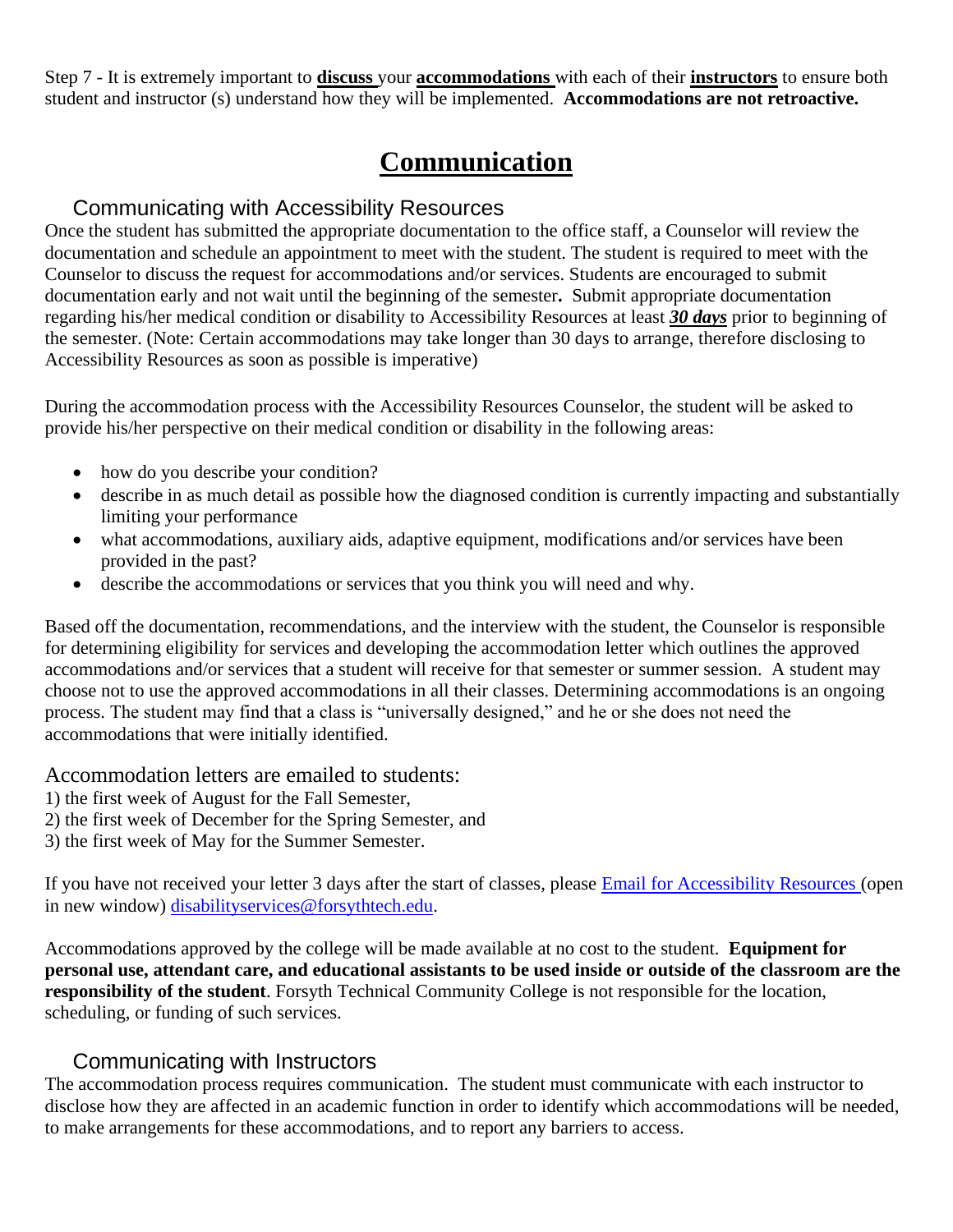Step 7 - It is extremely important to **discuss** your **accommodations** with each of their **instructors** to ensure both student and instructor (s) understand how they will be implemented. **Accommodations are not retroactive.**

# Communication

## Communicating with Accessibility Resources

Once the student has submitted the appropriate documentation to the office staff, a Counselor will review the documentation and schedule an appointment to meet with the student. The student is required to meet with the Counselor to discuss the request for accommodations and/or services. Students are encouraged to submit documentation early and not wait until the beginning of the semester**.** Submit appropriate documentation regarding his/her medical condition or disability to Accessibility Resources at least ***30 days*** prior to beginning of the semester. (Note: Certain accommodations may take longer than 30 days to arrange, therefore disclosing to Accessibility Resources as soon as possible is imperative)

During the accommodation process with the Accessibility Resources Counselor, the student will be asked to provide his/her perspective on their medical condition or disability in the following areas:

- how do you describe your condition?
- describe in as much detail as possible how the diagnosed condition is currently impacting and substantially limiting your performance
- what accommodations, auxiliary aids, adaptive equipment, modifications and/or services have been provided in the past?
- describe the accommodations or services that you think you will need and why.

Based off the documentation, recommendations, and the interview with the student, the Counselor is responsible for determining eligibility for services and developing the accommodation letter which outlines the approved accommodations and/or services that a student will receive for that semester or summer session. A student may choose not to use the approved accommodations in all their classes. Determining accommodations is an ongoing process. The student may find that a class is "universally designed," and he or she does not need the accommodations that were initially identified.

Accommodation letters are emailed to students:

1) the first week of August for the Fall Semester,
2) the first week of December for the Spring Semester, and
3) the first week of May for the Summer Semester.

If you have not received your letter 3 days after the start of classes, please Email for Accessibility Resources (open in new window) disabilityservices@forsythtech.edu.

Accommodations approved by the college will be made available at no cost to the student. **Equipment for personal use, attendant care, and educational assistants to be used inside or outside of the classroom are the responsibility of the student**. Forsyth Technical Community College is not responsible for the location, scheduling, or funding of such services.

## Communicating with Instructors

The accommodation process requires communication. The student must communicate with each instructor to disclose how they are affected in an academic function in order to identify which accommodations will be needed, to make arrangements for these accommodations, and to report any barriers to access.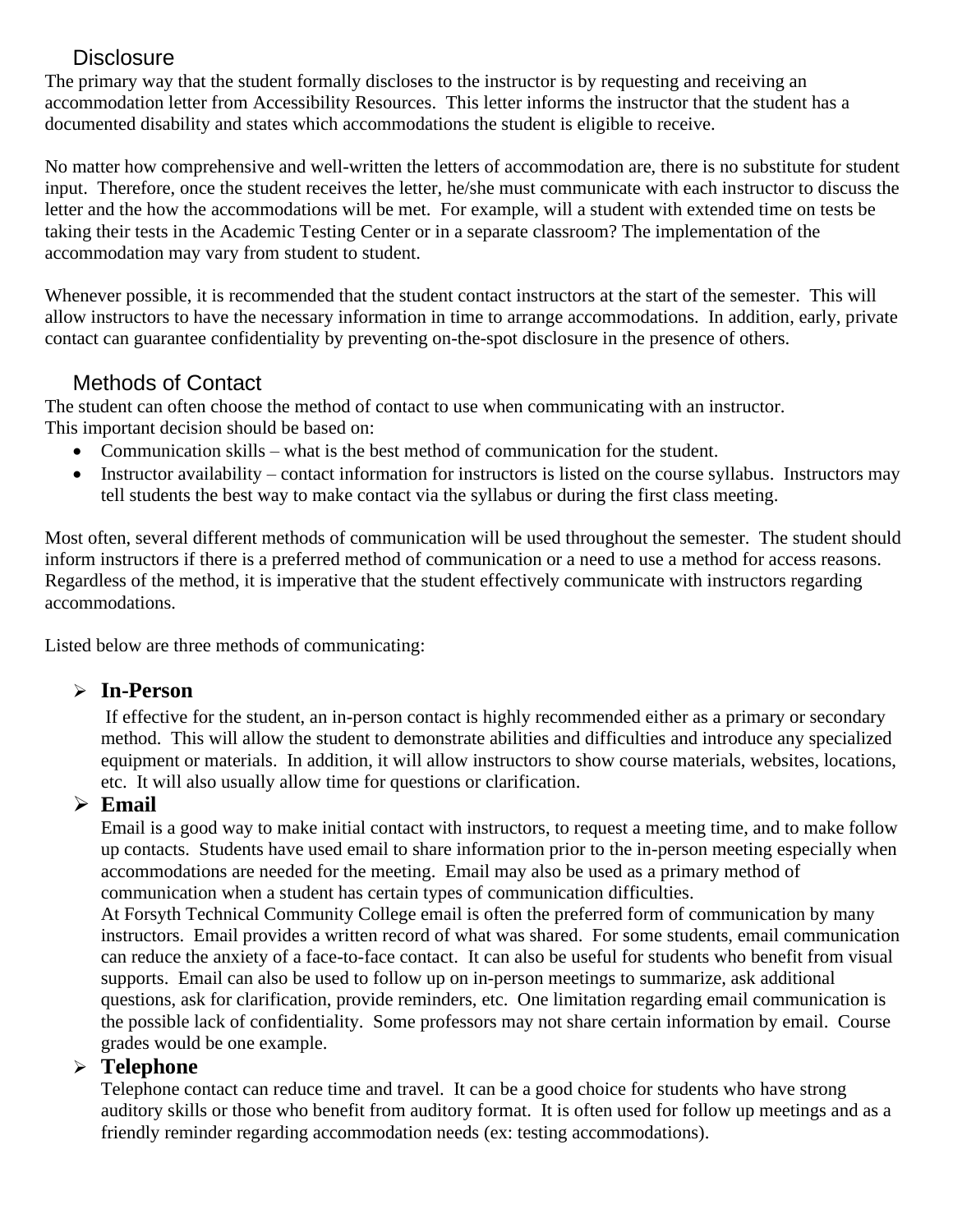## Disclosure

The primary way that the student formally discloses to the instructor is by requesting and receiving an accommodation letter from Accessibility Resources. This letter informs the instructor that the student has a documented disability and states which accommodations the student is eligible to receive.

No matter how comprehensive and well-written the letters of accommodation are, there is no substitute for student input. Therefore, once the student receives the letter, he/she must communicate with each instructor to discuss the letter and the how the accommodations will be met. For example, will a student with extended time on tests be taking their tests in the Academic Testing Center or in a separate classroom? The implementation of the accommodation may vary from student to student.

Whenever possible, it is recommended that the student contact instructors at the start of the semester. This will allow instructors to have the necessary information in time to arrange accommodations. In addition, early, private contact can guarantee confidentiality by preventing on-the-spot disclosure in the presence of others.

## Methods of Contact

The student can often choose the method of contact to use when communicating with an instructor. This important decision should be based on:

- Communication skills – what is the best method of communication for the student.
- Instructor availability – contact information for instructors is listed on the course syllabus. Instructors may tell students the best way to make contact via the syllabus or during the first class meeting.

Most often, several different methods of communication will be used throughout the semester. The student should inform instructors if there is a preferred method of communication or a need to use a method for access reasons. Regardless of the method, it is imperative that the student effectively communicate with instructors regarding accommodations.

Listed below are three methods of communicating:

- **In-Person**

  If effective for the student, an in-person contact is highly recommended either as a primary or secondary method. This will allow the student to demonstrate abilities and difficulties and introduce any specialized equipment or materials. In addition, it will allow instructors to show course materials, websites, locations, etc. It will also usually allow time for questions or clarification.

- **Email**

  Email is a good way to make initial contact with instructors, to request a meeting time, and to make follow up contacts. Students have used email to share information prior to the in-person meeting especially when accommodations are needed for the meeting. Email may also be used as a primary method of communication when a student has certain types of communication difficulties.

  At Forsyth Technical Community College email is often the preferred form of communication by many instructors. Email provides a written record of what was shared. For some students, email communication can reduce the anxiety of a face-to-face contact. It can also be useful for students who benefit from visual supports. Email can also be used to follow up on in-person meetings to summarize, ask additional questions, ask for clarification, provide reminders, etc. One limitation regarding email communication is the possible lack of confidentiality. Some professors may not share certain information by email. Course grades would be one example.

- **Telephone**

  Telephone contact can reduce time and travel. It can be a good choice for students who have strong auditory skills or those who benefit from auditory format. It is often used for follow up meetings and as a friendly reminder regarding accommodation needs (ex: testing accommodations).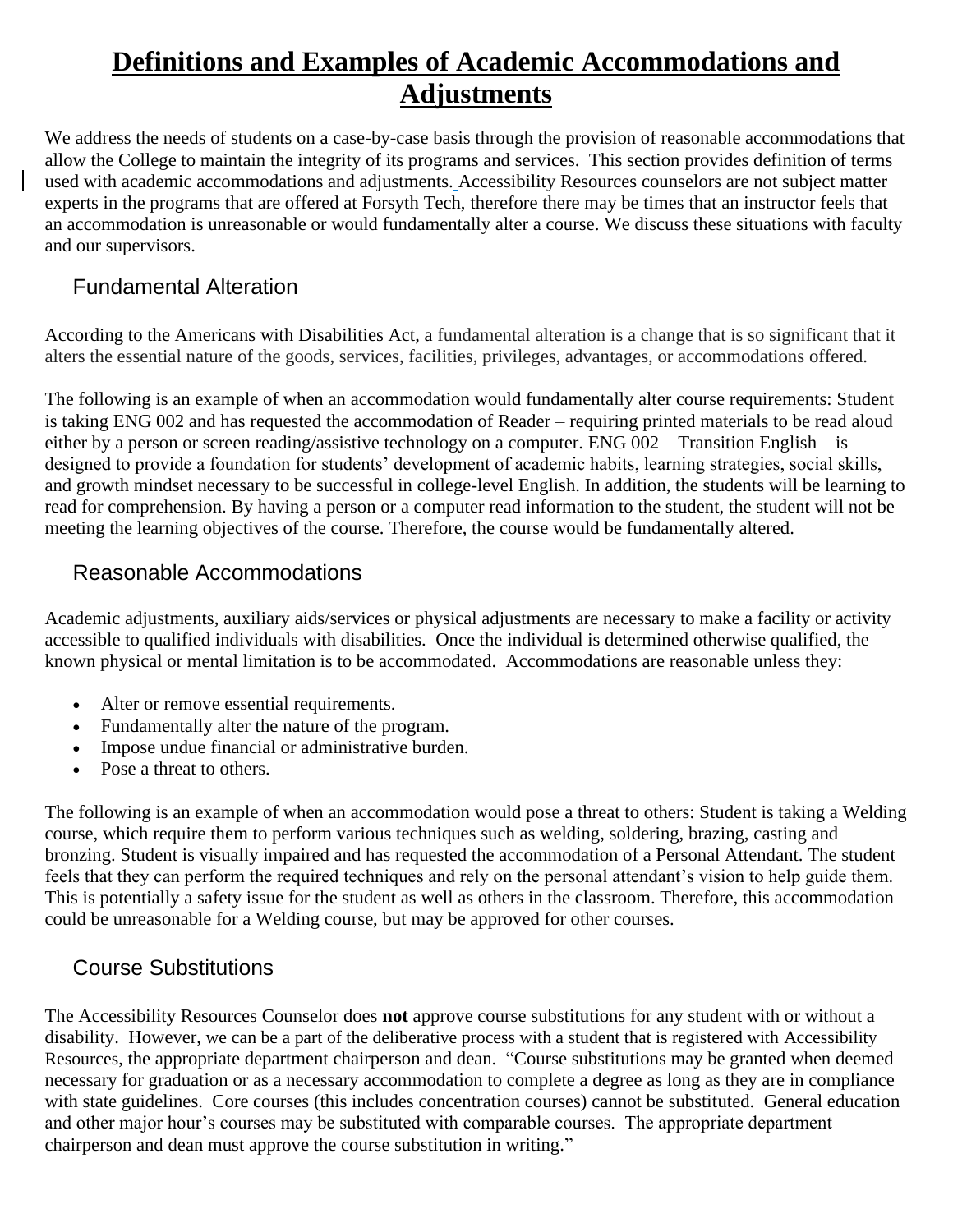# Definitions and Examples of Academic Accommodations and Adjustments

We address the needs of students on a case-by-case basis through the provision of reasonable accommodations that allow the College to maintain the integrity of its programs and services. This section provides definition of terms used with academic accommodations and adjustments. Accessibility Resources counselors are not subject matter experts in the programs that are offered at Forsyth Tech, therefore there may be times that an instructor feels that an accommodation is unreasonable or would fundamentally alter a course. We discuss these situations with faculty and our supervisors.

## Fundamental Alteration

According to the Americans with Disabilities Act, a fundamental alteration is a change that is so significant that it alters the essential nature of the goods, services, facilities, privileges, advantages, or accommodations offered.

The following is an example of when an accommodation would fundamentally alter course requirements: Student is taking ENG 002 and has requested the accommodation of Reader – requiring printed materials to be read aloud either by a person or screen reading/assistive technology on a computer. ENG 002 – Transition English – is designed to provide a foundation for students' development of academic habits, learning strategies, social skills, and growth mindset necessary to be successful in college-level English. In addition, the students will be learning to read for comprehension. By having a person or a computer read information to the student, the student will not be meeting the learning objectives of the course. Therefore, the course would be fundamentally altered.

## Reasonable Accommodations

Academic adjustments, auxiliary aids/services or physical adjustments are necessary to make a facility or activity accessible to qualified individuals with disabilities. Once the individual is determined otherwise qualified, the known physical or mental limitation is to be accommodated. Accommodations are reasonable unless they:

- Alter or remove essential requirements.
- Fundamentally alter the nature of the program.
- Impose undue financial or administrative burden.
- Pose a threat to others.

The following is an example of when an accommodation would pose a threat to others: Student is taking a Welding course, which require them to perform various techniques such as welding, soldering, brazing, casting and bronzing. Student is visually impaired and has requested the accommodation of a Personal Attendant. The student feels that they can perform the required techniques and rely on the personal attendant's vision to help guide them. This is potentially a safety issue for the student as well as others in the classroom. Therefore, this accommodation could be unreasonable for a Welding course, but may be approved for other courses.

## Course Substitutions

The Accessibility Resources Counselor does **not** approve course substitutions for any student with or without a disability. However, we can be a part of the deliberative process with a student that is registered with Accessibility Resources, the appropriate department chairperson and dean. "Course substitutions may be granted when deemed necessary for graduation or as a necessary accommodation to complete a degree as long as they are in compliance with state guidelines. Core courses (this includes concentration courses) cannot be substituted. General education and other major hour's courses may be substituted with comparable courses. The appropriate department chairperson and dean must approve the course substitution in writing."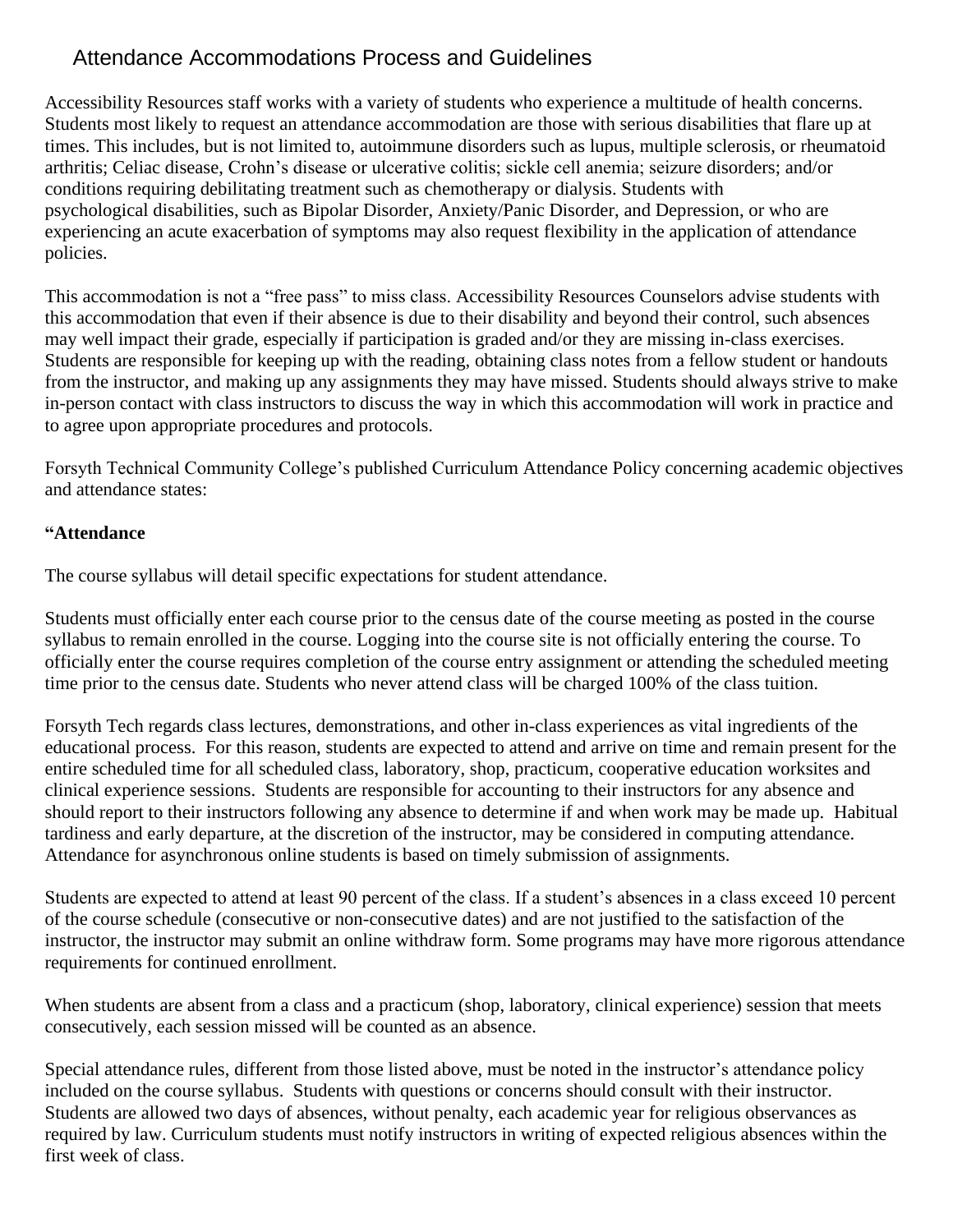# Attendance Accommodations Process and Guidelines

Accessibility Resources staff works with a variety of students who experience a multitude of health concerns. Students most likely to request an attendance accommodation are those with serious disabilities that flare up at times. This includes, but is not limited to, autoimmune disorders such as lupus, multiple sclerosis, or rheumatoid arthritis; Celiac disease, Crohn's disease or ulcerative colitis; sickle cell anemia; seizure disorders; and/or conditions requiring debilitating treatment such as chemotherapy or dialysis. Students with psychological disabilities, such as Bipolar Disorder, Anxiety/Panic Disorder, and Depression, or who are experiencing an acute exacerbation of symptoms may also request flexibility in the application of attendance policies.

This accommodation is not a "free pass" to miss class. Accessibility Resources Counselors advise students with this accommodation that even if their absence is due to their disability and beyond their control, such absences may well impact their grade, especially if participation is graded and/or they are missing in-class exercises. Students are responsible for keeping up with the reading, obtaining class notes from a fellow student or handouts from the instructor, and making up any assignments they may have missed. Students should always strive to make in-person contact with class instructors to discuss the way in which this accommodation will work in practice and to agree upon appropriate procedures and protocols.

Forsyth Technical Community College's published Curriculum Attendance Policy concerning academic objectives and attendance states:

**"Attendance**

The course syllabus will detail specific expectations for student attendance.

Students must officially enter each course prior to the census date of the course meeting as posted in the course syllabus to remain enrolled in the course. Logging into the course site is not officially entering the course. To officially enter the course requires completion of the course entry assignment or attending the scheduled meeting time prior to the census date. Students who never attend class will be charged 100% of the class tuition.

Forsyth Tech regards class lectures, demonstrations, and other in-class experiences as vital ingredients of the educational process. For this reason, students are expected to attend and arrive on time and remain present for the entire scheduled time for all scheduled class, laboratory, shop, practicum, cooperative education worksites and clinical experience sessions. Students are responsible for accounting to their instructors for any absence and should report to their instructors following any absence to determine if and when work may be made up. Habitual tardiness and early departure, at the discretion of the instructor, may be considered in computing attendance. Attendance for asynchronous online students is based on timely submission of assignments.

Students are expected to attend at least 90 percent of the class. If a student's absences in a class exceed 10 percent of the course schedule (consecutive or non-consecutive dates) and are not justified to the satisfaction of the instructor, the instructor may submit an online withdraw form. Some programs may have more rigorous attendance requirements for continued enrollment.

When students are absent from a class and a practicum (shop, laboratory, clinical experience) session that meets consecutively, each session missed will be counted as an absence.

Special attendance rules, different from those listed above, must be noted in the instructor's attendance policy included on the course syllabus. Students with questions or concerns should consult with their instructor. Students are allowed two days of absences, without penalty, each academic year for religious observances as required by law. Curriculum students must notify instructors in writing of expected religious absences within the first week of class.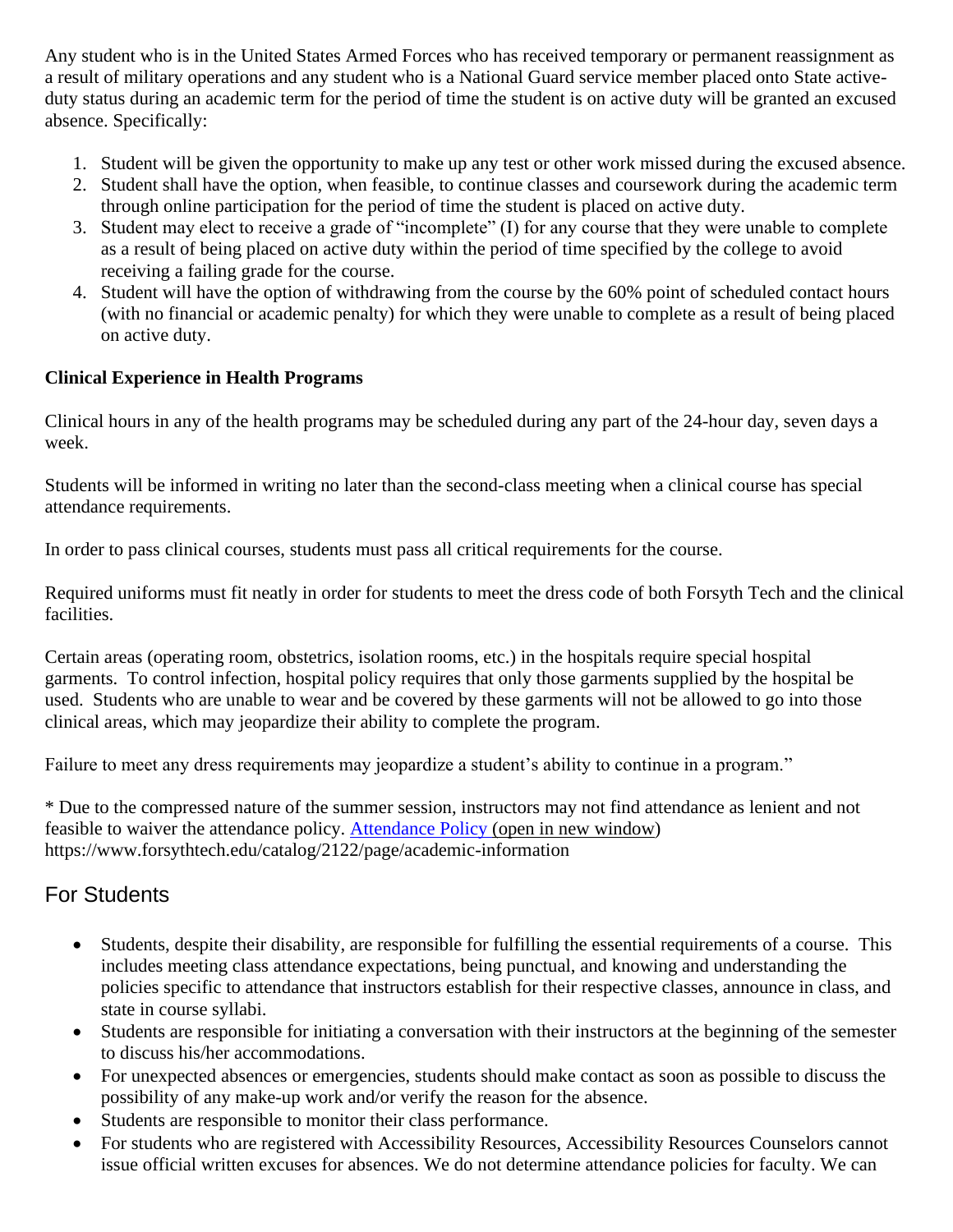Any student who is in the United States Armed Forces who has received temporary or permanent reassignment as a result of military operations and any student who is a National Guard service member placed onto State active-duty status during an academic term for the period of time the student is on active duty will be granted an excused absence. Specifically:

1. Student will be given the opportunity to make up any test or other work missed during the excused absence.
2. Student shall have the option, when feasible, to continue classes and coursework during the academic term through online participation for the period of time the student is placed on active duty.
3. Student may elect to receive a grade of "incomplete" (I) for any course that they were unable to complete as a result of being placed on active duty within the period of time specified by the college to avoid receiving a failing grade for the course.
4. Student will have the option of withdrawing from the course by the 60% point of scheduled contact hours (with no financial or academic penalty) for which they were unable to complete as a result of being placed on active duty.

**Clinical Experience in Health Programs**

Clinical hours in any of the health programs may be scheduled during any part of the 24-hour day, seven days a week.

Students will be informed in writing no later than the second-class meeting when a clinical course has special attendance requirements.

In order to pass clinical courses, students must pass all critical requirements for the course.

Required uniforms must fit neatly in order for students to meet the dress code of both Forsyth Tech and the clinical facilities.

Certain areas (operating room, obstetrics, isolation rooms, etc.) in the hospitals require special hospital garments. To control infection, hospital policy requires that only those garments supplied by the hospital be used. Students who are unable to wear and be covered by these garments will not be allowed to go into those clinical areas, which may jeopardize their ability to complete the program.

Failure to meet any dress requirements may jeopardize a student's ability to continue in a program."

* Due to the compressed nature of the summer session, instructors may not find attendance as lenient and not feasible to waiver the attendance policy. [Attendance Policy (open in new window)](https://www.forsythtech.edu/catalog/2122/page/academic-information)
https://www.forsythtech.edu/catalog/2122/page/academic-information

## For Students

- Students, despite their disability, are responsible for fulfilling the essential requirements of a course. This includes meeting class attendance expectations, being punctual, and knowing and understanding the policies specific to attendance that instructors establish for their respective classes, announce in class, and state in course syllabi.
- Students are responsible for initiating a conversation with their instructors at the beginning of the semester to discuss his/her accommodations.
- For unexpected absences or emergencies, students should make contact as soon as possible to discuss the possibility of any make-up work and/or verify the reason for the absence.
- Students are responsible to monitor their class performance.
- For students who are registered with Accessibility Resources, Accessibility Resources Counselors cannot issue official written excuses for absences. We do not determine attendance policies for faculty. We can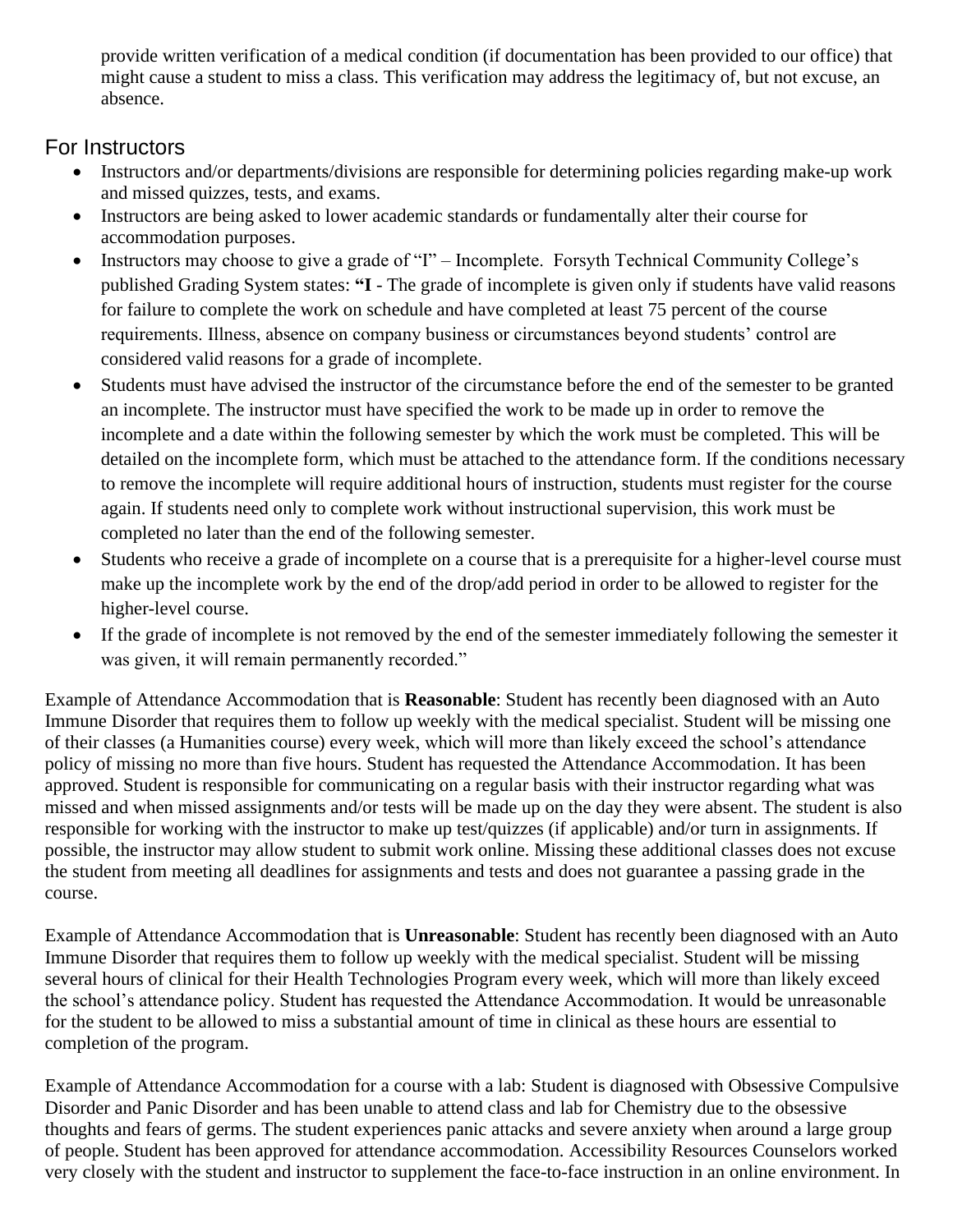provide written verification of a medical condition (if documentation has been provided to our office) that might cause a student to miss a class. This verification may address the legitimacy of, but not excuse, an absence.

## For Instructors

- Instructors and/or departments/divisions are responsible for determining policies regarding make-up work and missed quizzes, tests, and exams.
- Instructors are being asked to lower academic standards or fundamentally alter their course for accommodation purposes.
- Instructors may choose to give a grade of "I" – Incomplete. Forsyth Technical Community College's published Grading System states: **"I -** The grade of incomplete is given only if students have valid reasons for failure to complete the work on schedule and have completed at least 75 percent of the course requirements. Illness, absence on company business or circumstances beyond students' control are considered valid reasons for a grade of incomplete.
- Students must have advised the instructor of the circumstance before the end of the semester to be granted an incomplete. The instructor must have specified the work to be made up in order to remove the incomplete and a date within the following semester by which the work must be completed. This will be detailed on the incomplete form, which must be attached to the attendance form. If the conditions necessary to remove the incomplete will require additional hours of instruction, students must register for the course again. If students need only to complete work without instructional supervision, this work must be completed no later than the end of the following semester.
- Students who receive a grade of incomplete on a course that is a prerequisite for a higher-level course must make up the incomplete work by the end of the drop/add period in order to be allowed to register for the higher-level course.
- If the grade of incomplete is not removed by the end of the semester immediately following the semester it was given, it will remain permanently recorded."

Example of Attendance Accommodation that is **Reasonable**: Student has recently been diagnosed with an Auto Immune Disorder that requires them to follow up weekly with the medical specialist. Student will be missing one of their classes (a Humanities course) every week, which will more than likely exceed the school's attendance policy of missing no more than five hours. Student has requested the Attendance Accommodation. It has been approved. Student is responsible for communicating on a regular basis with their instructor regarding what was missed and when missed assignments and/or tests will be made up on the day they were absent. The student is also responsible for working with the instructor to make up test/quizzes (if applicable) and/or turn in assignments. If possible, the instructor may allow student to submit work online. Missing these additional classes does not excuse the student from meeting all deadlines for assignments and tests and does not guarantee a passing grade in the course.

Example of Attendance Accommodation that is **Unreasonable**: Student has recently been diagnosed with an Auto Immune Disorder that requires them to follow up weekly with the medical specialist. Student will be missing several hours of clinical for their Health Technologies Program every week, which will more than likely exceed the school's attendance policy. Student has requested the Attendance Accommodation. It would be unreasonable for the student to be allowed to miss a substantial amount of time in clinical as these hours are essential to completion of the program.

Example of Attendance Accommodation for a course with a lab: Student is diagnosed with Obsessive Compulsive Disorder and Panic Disorder and has been unable to attend class and lab for Chemistry due to the obsessive thoughts and fears of germs. The student experiences panic attacks and severe anxiety when around a large group of people. Student has been approved for attendance accommodation. Accessibility Resources Counselors worked very closely with the student and instructor to supplement the face-to-face instruction in an online environment. In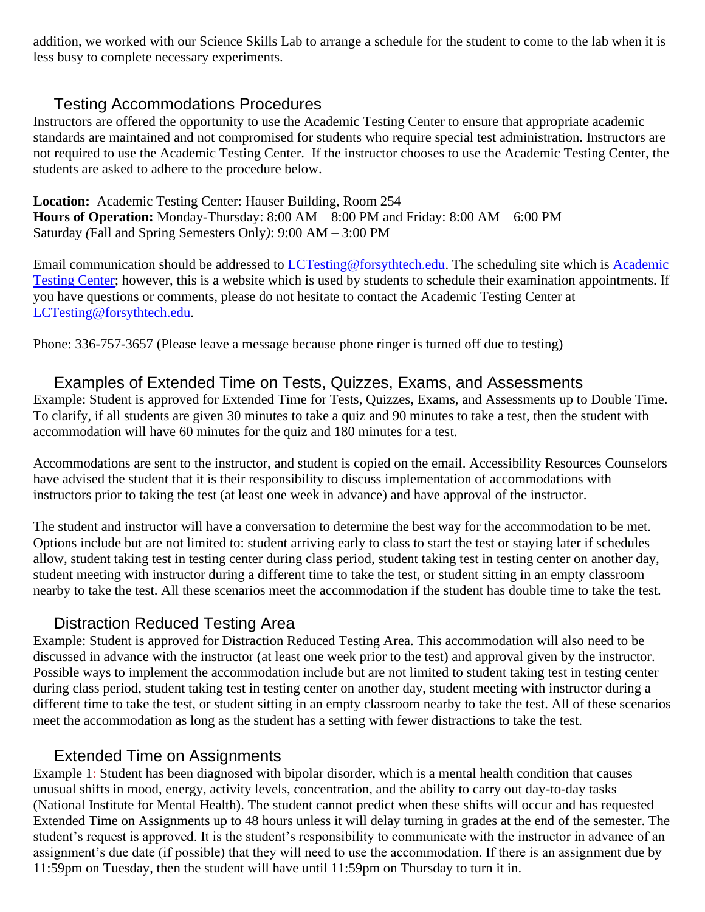addition, we worked with our Science Skills Lab to arrange a schedule for the student to come to the lab when it is less busy to complete necessary experiments.

## Testing Accommodations Procedures

Instructors are offered the opportunity to use the Academic Testing Center to ensure that appropriate academic standards are maintained and not compromised for students who require special test administration. Instructors are not required to use the Academic Testing Center. If the instructor chooses to use the Academic Testing Center, the students are asked to adhere to the procedure below.

**Location:** Academic Testing Center: Hauser Building, Room 254
**Hours of Operation:** Monday-Thursday: 8:00 AM – 8:00 PM and Friday: 8:00 AM – 6:00 PM
Saturday *(*Fall and Spring Semesters Only*)*: 9:00 AM – 3:00 PM

Email communication should be addressed to LCTesting@forsythtech.edu. The scheduling site which is Academic Testing Center; however, this is a website which is used by students to schedule their examination appointments. If you have questions or comments, please do not hesitate to contact the Academic Testing Center at LCTesting@forsythtech.edu.

Phone: 336-757-3657 (Please leave a message because phone ringer is turned off due to testing)

## Examples of Extended Time on Tests, Quizzes, Exams, and Assessments

Example: Student is approved for Extended Time for Tests, Quizzes, Exams, and Assessments up to Double Time. To clarify, if all students are given 30 minutes to take a quiz and 90 minutes to take a test, then the student with accommodation will have 60 minutes for the quiz and 180 minutes for a test.

Accommodations are sent to the instructor, and student is copied on the email. Accessibility Resources Counselors have advised the student that it is their responsibility to discuss implementation of accommodations with instructors prior to taking the test (at least one week in advance) and have approval of the instructor.

The student and instructor will have a conversation to determine the best way for the accommodation to be met. Options include but are not limited to: student arriving early to class to start the test or staying later if schedules allow, student taking test in testing center during class period, student taking test in testing center on another day, student meeting with instructor during a different time to take the test, or student sitting in an empty classroom nearby to take the test. All these scenarios meet the accommodation if the student has double time to take the test.

## Distraction Reduced Testing Area

Example: Student is approved for Distraction Reduced Testing Area. This accommodation will also need to be discussed in advance with the instructor (at least one week prior to the test) and approval given by the instructor. Possible ways to implement the accommodation include but are not limited to student taking test in testing center during class period, student taking test in testing center on another day, student meeting with instructor during a different time to take the test, or student sitting in an empty classroom nearby to take the test. All of these scenarios meet the accommodation as long as the student has a setting with fewer distractions to take the test.

## Extended Time on Assignments

Example 1: Student has been diagnosed with bipolar disorder, which is a mental health condition that causes unusual shifts in mood, energy, activity levels, concentration, and the ability to carry out day-to-day tasks (National Institute for Mental Health). The student cannot predict when these shifts will occur and has requested Extended Time on Assignments up to 48 hours unless it will delay turning in grades at the end of the semester. The student's request is approved. It is the student's responsibility to communicate with the instructor in advance of an assignment's due date (if possible) that they will need to use the accommodation. If there is an assignment due by 11:59pm on Tuesday, then the student will have until 11:59pm on Thursday to turn it in.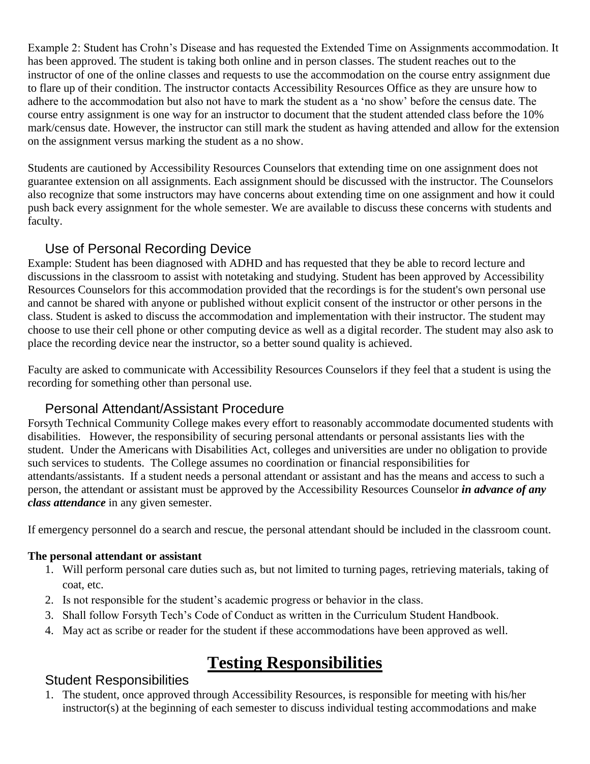Example 2: Student has Crohn's Disease and has requested the Extended Time on Assignments accommodation. It has been approved. The student is taking both online and in person classes. The student reaches out to the instructor of one of the online classes and requests to use the accommodation on the course entry assignment due to flare up of their condition. The instructor contacts Accessibility Resources Office as they are unsure how to adhere to the accommodation but also not have to mark the student as a 'no show' before the census date. The course entry assignment is one way for an instructor to document that the student attended class before the 10% mark/census date. However, the instructor can still mark the student as having attended and allow for the extension on the assignment versus marking the student as a no show.

Students are cautioned by Accessibility Resources Counselors that extending time on one assignment does not guarantee extension on all assignments. Each assignment should be discussed with the instructor. The Counselors also recognize that some instructors may have concerns about extending time on one assignment and how it could push back every assignment for the whole semester. We are available to discuss these concerns with students and faculty.

### Use of Personal Recording Device

Example: Student has been diagnosed with ADHD and has requested that they be able to record lecture and discussions in the classroom to assist with notetaking and studying. Student has been approved by Accessibility Resources Counselors for this accommodation provided that the recordings is for the student's own personal use and cannot be shared with anyone or published without explicit consent of the instructor or other persons in the class. Student is asked to discuss the accommodation and implementation with their instructor. The student may choose to use their cell phone or other computing device as well as a digital recorder. The student may also ask to place the recording device near the instructor, so a better sound quality is achieved.

Faculty are asked to communicate with Accessibility Resources Counselors if they feel that a student is using the recording for something other than personal use.

### Personal Attendant/Assistant Procedure

Forsyth Technical Community College makes every effort to reasonably accommodate documented students with disabilities. However, the responsibility of securing personal attendants or personal assistants lies with the student. Under the Americans with Disabilities Act, colleges and universities are under no obligation to provide such services to students. The College assumes no coordination or financial responsibilities for attendants/assistants. If a student needs a personal attendant or assistant and has the means and access to such a person, the attendant or assistant must be approved by the Accessibility Resources Counselor ***in advance of any class attendance*** in any given semester.

If emergency personnel do a search and rescue, the personal attendant should be included in the classroom count.

**The personal attendant or assistant**

1. Will perform personal care duties such as, but not limited to turning pages, retrieving materials, taking of coat, etc.
2. Is not responsible for the student's academic progress or behavior in the class.
3. Shall follow Forsyth Tech's Code of Conduct as written in the Curriculum Student Handbook.
4. May act as scribe or reader for the student if these accommodations have been approved as well.

# Testing Responsibilities

### Student Responsibilities

1. The student, once approved through Accessibility Resources, is responsible for meeting with his/her instructor(s) at the beginning of each semester to discuss individual testing accommodations and make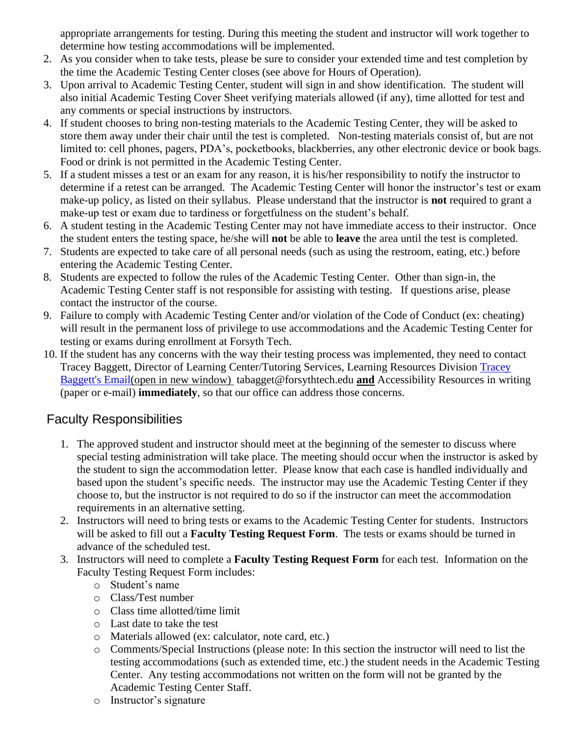appropriate arrangements for testing. During this meeting the student and instructor will work together to determine how testing accommodations will be implemented.

2. As you consider when to take tests, please be sure to consider your extended time and test completion by the time the Academic Testing Center closes (see above for Hours of Operation).
3. Upon arrival to Academic Testing Center, student will sign in and show identification. The student will also initial Academic Testing Cover Sheet verifying materials allowed (if any), time allotted for test and any comments or special instructions by instructors.
4. If student chooses to bring non-testing materials to the Academic Testing Center, they will be asked to store them away under their chair until the test is completed. Non-testing materials consist of, but are not limited to: cell phones, pagers, PDA's, pocketbooks, blackberries, any other electronic device or book bags. Food or drink is not permitted in the Academic Testing Center.
5. If a student misses a test or an exam for any reason, it is his/her responsibility to notify the instructor to determine if a retest can be arranged. The Academic Testing Center will honor the instructor's test or exam make-up policy, as listed on their syllabus. Please understand that the instructor is **not** required to grant a make-up test or exam due to tardiness or forgetfulness on the student's behalf.
6. A student testing in the Academic Testing Center may not have immediate access to their instructor. Once the student enters the testing space, he/she will **not** be able to **leave** the area until the test is completed.
7. Students are expected to take care of all personal needs (such as using the restroom, eating, etc.) before entering the Academic Testing Center.
8. Students are expected to follow the rules of the Academic Testing Center. Other than sign-in, the Academic Testing Center staff is not responsible for assisting with testing. If questions arise, please contact the instructor of the course.
9. Failure to comply with Academic Testing Center and/or violation of the Code of Conduct (ex: cheating) will result in the permanent loss of privilege to use accommodations and the Academic Testing Center for testing or exams during enrollment at Forsyth Tech.
10. If the student has any concerns with the way their testing process was implemented, they need to contact Tracey Baggett, Director of Learning Center/Tutoring Services, Learning Resources Division Tracey Baggett's Email(open in new window) tabagget@forsythtech.edu **and** Accessibility Resources in writing (paper or e-mail) **immediately**, so that our office can address those concerns.

## Faculty Responsibilities

1. The approved student and instructor should meet at the beginning of the semester to discuss where special testing administration will take place. The meeting should occur when the instructor is asked by the student to sign the accommodation letter. Please know that each case is handled individually and based upon the student's specific needs. The instructor may use the Academic Testing Center if they choose to, but the instructor is not required to do so if the instructor can meet the accommodation requirements in an alternative setting.
2. Instructors will need to bring tests or exams to the Academic Testing Center for students. Instructors will be asked to fill out a **Faculty Testing Request Form**. The tests or exams should be turned in advance of the scheduled test.
3. Instructors will need to complete a **Faculty Testing Request Form** for each test. Information on the Faculty Testing Request Form includes:
   - Student's name
   - Class/Test number
   - Class time allotted/time limit
   - Last date to take the test
   - Materials allowed (ex: calculator, note card, etc.)
   - Comments/Special Instructions (please note: In this section the instructor will need to list the testing accommodations (such as extended time, etc.) the student needs in the Academic Testing Center. Any testing accommodations not written on the form will not be granted by the Academic Testing Center Staff.
   - Instructor's signature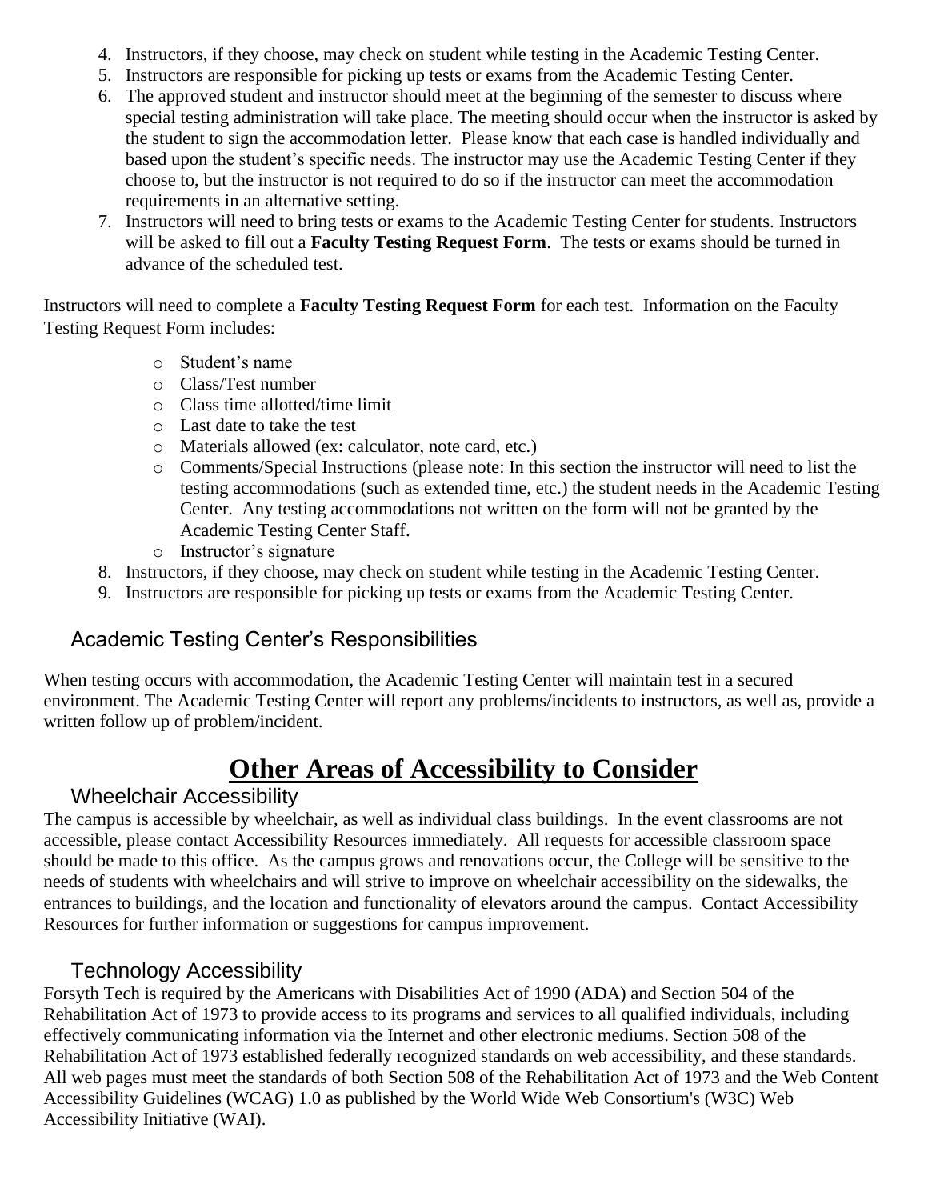4. Instructors, if they choose, may check on student while testing in the Academic Testing Center.
5. Instructors are responsible for picking up tests or exams from the Academic Testing Center.
6. The approved student and instructor should meet at the beginning of the semester to discuss where special testing administration will take place. The meeting should occur when the instructor is asked by the student to sign the accommodation letter. Please know that each case is handled individually and based upon the student's specific needs. The instructor may use the Academic Testing Center if they choose to, but the instructor is not required to do so if the instructor can meet the accommodation requirements in an alternative setting.
7. Instructors will need to bring tests or exams to the Academic Testing Center for students. Instructors will be asked to fill out a **Faculty Testing Request Form**. The tests or exams should be turned in advance of the scheduled test.

Instructors will need to complete a **Faculty Testing Request Form** for each test. Information on the Faculty Testing Request Form includes:

- Student's name
- Class/Test number
- Class time allotted/time limit
- Last date to take the test
- Materials allowed (ex: calculator, note card, etc.)
- Comments/Special Instructions (please note: In this section the instructor will need to list the testing accommodations (such as extended time, etc.) the student needs in the Academic Testing Center. Any testing accommodations not written on the form will not be granted by the Academic Testing Center Staff.
- Instructor's signature

8. Instructors, if they choose, may check on student while testing in the Academic Testing Center.
9. Instructors are responsible for picking up tests or exams from the Academic Testing Center.

### Academic Testing Center's Responsibilities

When testing occurs with accommodation, the Academic Testing Center will maintain test in a secured environment. The Academic Testing Center will report any problems/incidents to instructors, as well as, provide a written follow up of problem/incident.

## Other Areas of Accessibility to Consider

### Wheelchair Accessibility

The campus is accessible by wheelchair, as well as individual class buildings. In the event classrooms are not accessible, please contact Accessibility Resources immediately. All requests for accessible classroom space should be made to this office. As the campus grows and renovations occur, the College will be sensitive to the needs of students with wheelchairs and will strive to improve on wheelchair accessibility on the sidewalks, the entrances to buildings, and the location and functionality of elevators around the campus. Contact Accessibility Resources for further information or suggestions for campus improvement.

### Technology Accessibility

Forsyth Tech is required by the Americans with Disabilities Act of 1990 (ADA) and Section 504 of the Rehabilitation Act of 1973 to provide access to its programs and services to all qualified individuals, including effectively communicating information via the Internet and other electronic mediums. Section 508 of the Rehabilitation Act of 1973 established federally recognized standards on web accessibility, and these standards. All web pages must meet the standards of both Section 508 of the Rehabilitation Act of 1973 and the Web Content Accessibility Guidelines (WCAG) 1.0 as published by the World Wide Web Consortium's (W3C) Web Accessibility Initiative (WAI).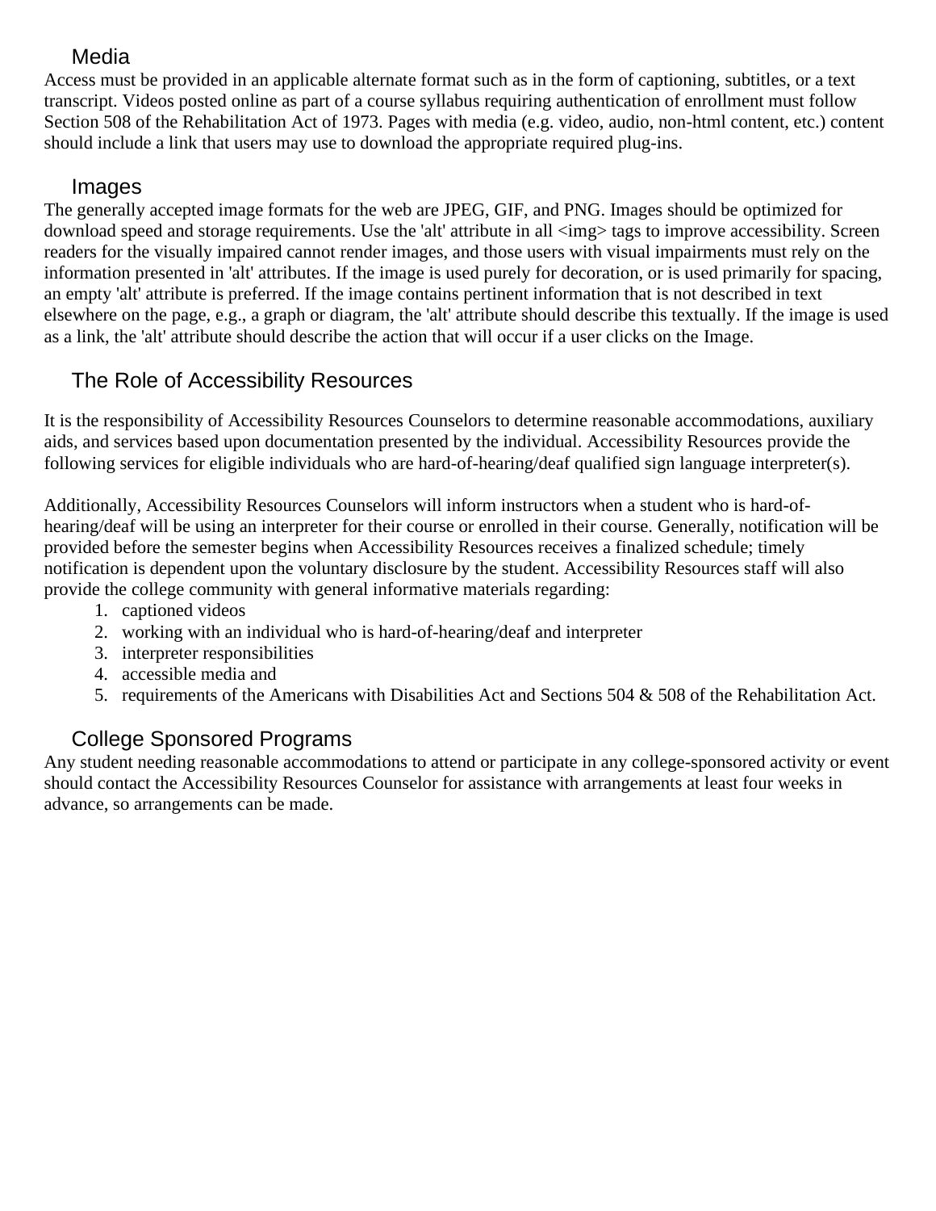## Media

Access must be provided in an applicable alternate format such as in the form of captioning, subtitles, or a text transcript. Videos posted online as part of a course syllabus requiring authentication of enrollment must follow Section 508 of the Rehabilitation Act of 1973. Pages with media (e.g. video, audio, non-html content, etc.) content should include a link that users may use to download the appropriate required plug-ins.

## Images

The generally accepted image formats for the web are JPEG, GIF, and PNG. Images should be optimized for download speed and storage requirements. Use the 'alt' attribute in all <img> tags to improve accessibility. Screen readers for the visually impaired cannot render images, and those users with visual impairments must rely on the information presented in 'alt' attributes. If the image is used purely for decoration, or is used primarily for spacing, an empty 'alt' attribute is preferred. If the image contains pertinent information that is not described in text elsewhere on the page, e.g., a graph or diagram, the 'alt' attribute should describe this textually. If the image is used as a link, the 'alt' attribute should describe the action that will occur if a user clicks on the Image.

## The Role of Accessibility Resources

It is the responsibility of Accessibility Resources Counselors to determine reasonable accommodations, auxiliary aids, and services based upon documentation presented by the individual. Accessibility Resources provide the following services for eligible individuals who are hard-of-hearing/deaf qualified sign language interpreter(s).

Additionally, Accessibility Resources Counselors will inform instructors when a student who is hard-of-hearing/deaf will be using an interpreter for their course or enrolled in their course. Generally, notification will be provided before the semester begins when Accessibility Resources receives a finalized schedule; timely notification is dependent upon the voluntary disclosure by the student. Accessibility Resources staff will also provide the college community with general informative materials regarding:

1. captioned videos
2. working with an individual who is hard-of-hearing/deaf and interpreter
3. interpreter responsibilities
4. accessible media and
5. requirements of the Americans with Disabilities Act and Sections 504 & 508 of the Rehabilitation Act.

## College Sponsored Programs

Any student needing reasonable accommodations to attend or participate in any college-sponsored activity or event should contact the Accessibility Resources Counselor for assistance with arrangements at least four weeks in advance, so arrangements can be made.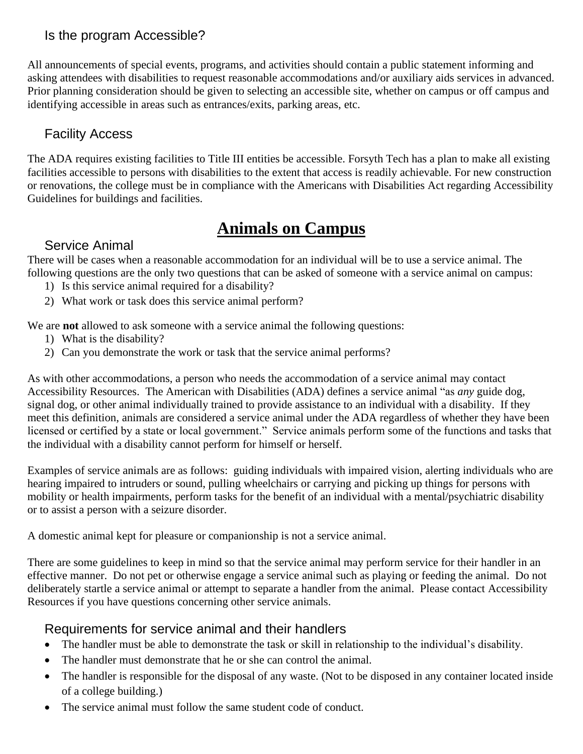## Is the program Accessible?

All announcements of special events, programs, and activities should contain a public statement informing and asking attendees with disabilities to request reasonable accommodations and/or auxiliary aids services in advanced. Prior planning consideration should be given to selecting an accessible site, whether on campus or off campus and identifying accessible in areas such as entrances/exits, parking areas, etc.

## Facility Access

The ADA requires existing facilities to Title III entities be accessible. Forsyth Tech has a plan to make all existing facilities accessible to persons with disabilities to the extent that access is readily achievable. For new construction or renovations, the college must be in compliance with the Americans with Disabilities Act regarding Accessibility Guidelines for buildings and facilities.

# Animals on Campus

## Service Animal

There will be cases when a reasonable accommodation for an individual will be to use a service animal. The following questions are the only two questions that can be asked of someone with a service animal on campus:

1) Is this service animal required for a disability?
2) What work or task does this service animal perform?

We are **not** allowed to ask someone with a service animal the following questions:

1) What is the disability?
2) Can you demonstrate the work or task that the service animal performs?

As with other accommodations, a person who needs the accommodation of a service animal may contact Accessibility Resources. The American with Disabilities (ADA) defines a service animal "as *any* guide dog, signal dog, or other animal individually trained to provide assistance to an individual with a disability. If they meet this definition, animals are considered a service animal under the ADA regardless of whether they have been licensed or certified by a state or local government." Service animals perform some of the functions and tasks that the individual with a disability cannot perform for himself or herself.

Examples of service animals are as follows: guiding individuals with impaired vision, alerting individuals who are hearing impaired to intruders or sound, pulling wheelchairs or carrying and picking up things for persons with mobility or health impairments, perform tasks for the benefit of an individual with a mental/psychiatric disability or to assist a person with a seizure disorder.

A domestic animal kept for pleasure or companionship is not a service animal.

There are some guidelines to keep in mind so that the service animal may perform service for their handler in an effective manner. Do not pet or otherwise engage a service animal such as playing or feeding the animal. Do not deliberately startle a service animal or attempt to separate a handler from the animal. Please contact Accessibility Resources if you have questions concerning other service animals.

## Requirements for service animal and their handlers

- The handler must be able to demonstrate the task or skill in relationship to the individual's disability.
- The handler must demonstrate that he or she can control the animal.
- The handler is responsible for the disposal of any waste. (Not to be disposed in any container located inside of a college building.)
- The service animal must follow the same student code of conduct.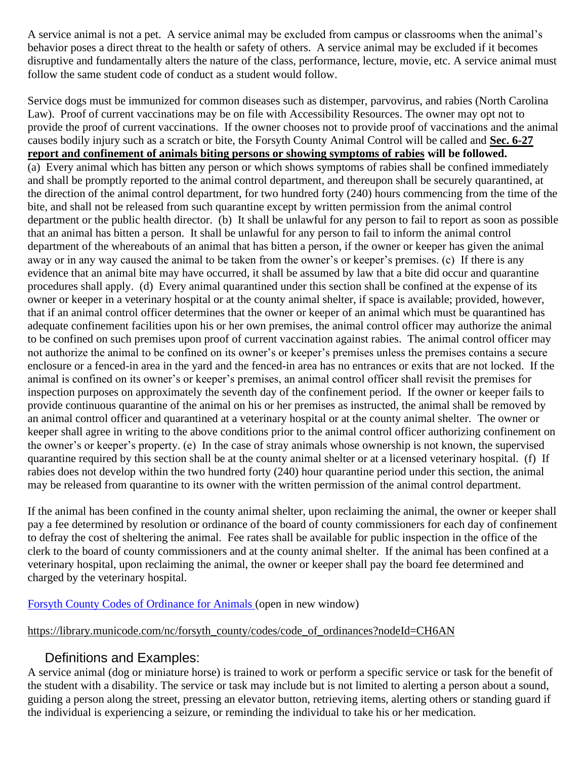A service animal is not a pet. A service animal may be excluded from campus or classrooms when the animal's behavior poses a direct threat to the health or safety of others. A service animal may be excluded if it becomes disruptive and fundamentally alters the nature of the class, performance, lecture, movie, etc. A service animal must follow the same student code of conduct as a student would follow.

Service dogs must be immunized for common diseases such as distemper, parvovirus, and rabies (North Carolina Law). Proof of current vaccinations may be on file with Accessibility Resources. The owner may opt not to provide the proof of current vaccinations. If the owner chooses not to provide proof of vaccinations and the animal causes bodily injury such as a scratch or bite, the Forsyth County Animal Control will be called and **Sec. 6-27 report and confinement of animals biting persons or showing symptoms of rabies will be followed.**
(a) Every animal which has bitten any person or which shows symptoms of rabies shall be confined immediately and shall be promptly reported to the animal control department, and thereupon shall be securely quarantined, at the direction of the animal control department, for two hundred forty (240) hours commencing from the time of the bite, and shall not be released from such quarantine except by written permission from the animal control department or the public health director. (b) It shall be unlawful for any person to fail to report as soon as possible that an animal has bitten a person. It shall be unlawful for any person to fail to inform the animal control department of the whereabouts of an animal that has bitten a person, if the owner or keeper has given the animal away or in any way caused the animal to be taken from the owner's or keeper's premises. (c) If there is any evidence that an animal bite may have occurred, it shall be assumed by law that a bite did occur and quarantine procedures shall apply. (d) Every animal quarantined under this section shall be confined at the expense of its owner or keeper in a veterinary hospital or at the county animal shelter, if space is available; provided, however, that if an animal control officer determines that the owner or keeper of an animal which must be quarantined has adequate confinement facilities upon his or her own premises, the animal control officer may authorize the animal to be confined on such premises upon proof of current vaccination against rabies. The animal control officer may not authorize the animal to be confined on its owner's or keeper's premises unless the premises contains a secure enclosure or a fenced-in area in the yard and the fenced-in area has no entrances or exits that are not locked. If the animal is confined on its owner's or keeper's premises, an animal control officer shall revisit the premises for inspection purposes on approximately the seventh day of the confinement period. If the owner or keeper fails to provide continuous quarantine of the animal on his or her premises as instructed, the animal shall be removed by an animal control officer and quarantined at a veterinary hospital or at the county animal shelter. The owner or keeper shall agree in writing to the above conditions prior to the animal control officer authorizing confinement on the owner's or keeper's property. (e) In the case of stray animals whose ownership is not known, the supervised quarantine required by this section shall be at the county animal shelter or at a licensed veterinary hospital. (f) If rabies does not develop within the two hundred forty (240) hour quarantine period under this section, the animal may be released from quarantine to its owner with the written permission of the animal control department.

If the animal has been confined in the county animal shelter, upon reclaiming the animal, the owner or keeper shall pay a fee determined by resolution or ordinance of the board of county commissioners for each day of confinement to defray the cost of sheltering the animal. Fee rates shall be available for public inspection in the office of the clerk to the board of county commissioners and at the county animal shelter. If the animal has been confined at a veterinary hospital, upon reclaiming the animal, the owner or keeper shall pay the board fee determined and charged by the veterinary hospital.

[Forsyth County Codes of Ordinance for Animals](https://library.municode.com/nc/forsyth_county/codes/code_of_ordinances?nodeId=CH6AN) (open in new window)

https://library.municode.com/nc/forsyth_county/codes/code_of_ordinances?nodeId=CH6AN

## Definitions and Examples:

A service animal (dog or miniature horse) is trained to work or perform a specific service or task for the benefit of the student with a disability. The service or task may include but is not limited to alerting a person about a sound, guiding a person along the street, pressing an elevator button, retrieving items, alerting others or standing guard if the individual is experiencing a seizure, or reminding the individual to take his or her medication.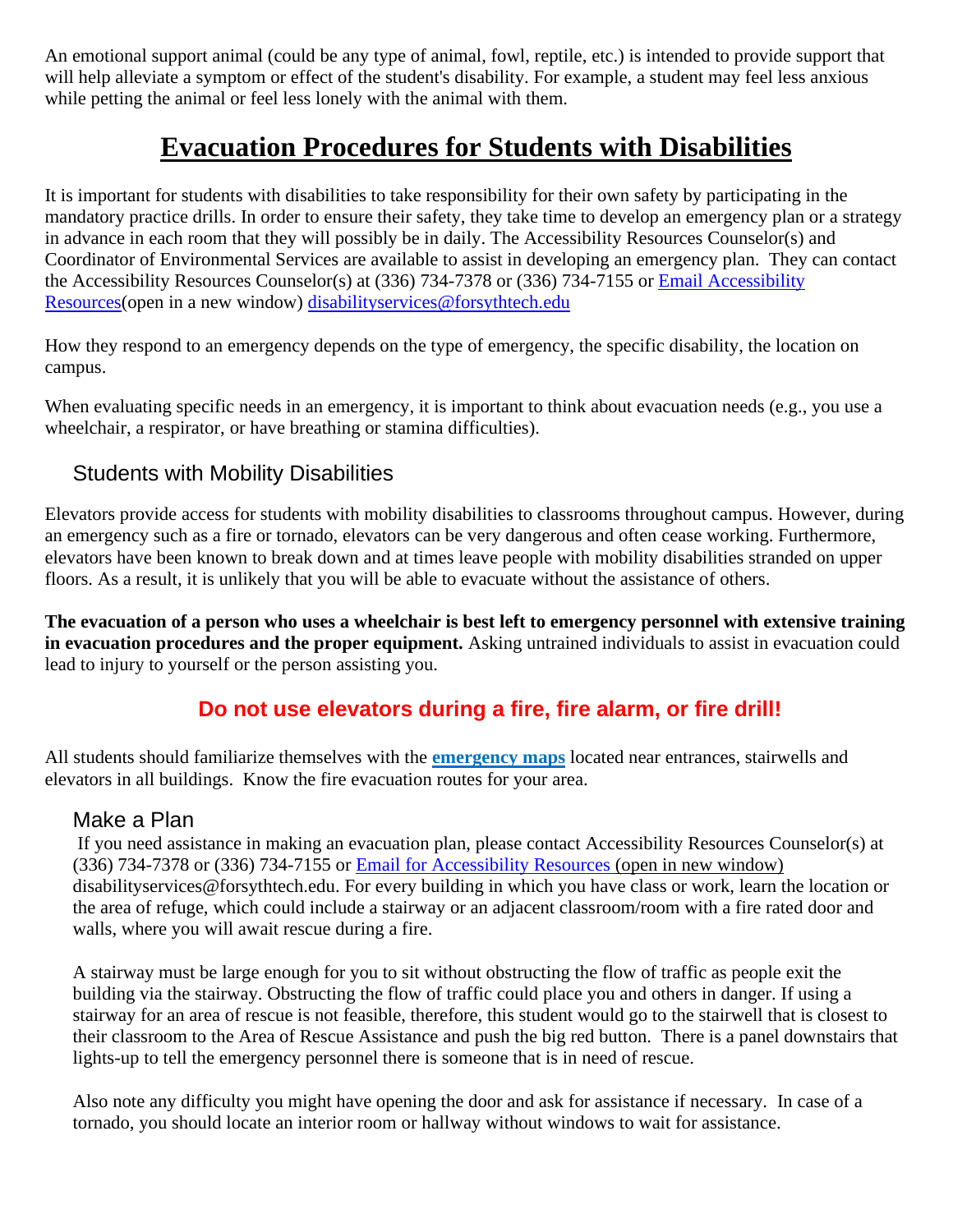An emotional support animal (could be any type of animal, fowl, reptile, etc.) is intended to provide support that will help alleviate a symptom or effect of the student's disability. For example, a student may feel less anxious while petting the animal or feel less lonely with the animal with them.

# Evacuation Procedures for Students with Disabilities

It is important for students with disabilities to take responsibility for their own safety by participating in the mandatory practice drills. In order to ensure their safety, they take time to develop an emergency plan or a strategy in advance in each room that they will possibly be in daily. The Accessibility Resources Counselor(s) and Coordinator of Environmental Services are available to assist in developing an emergency plan. They can contact the Accessibility Resources Counselor(s) at (336) 734-7378 or (336) 734-7155 or Email Accessibility Resources(open in a new window) disabilityservices@forsythtech.edu

How they respond to an emergency depends on the type of emergency, the specific disability, the location on campus.

When evaluating specific needs in an emergency, it is important to think about evacuation needs (e.g., you use a wheelchair, a respirator, or have breathing or stamina difficulties).

## Students with Mobility Disabilities

Elevators provide access for students with mobility disabilities to classrooms throughout campus. However, during an emergency such as a fire or tornado, elevators can be very dangerous and often cease working. Furthermore, elevators have been known to break down and at times leave people with mobility disabilities stranded on upper floors. As a result, it is unlikely that you will be able to evacuate without the assistance of others.

**The evacuation of a person who uses a wheelchair is best left to emergency personnel with extensive training in evacuation procedures and the proper equipment.** Asking untrained individuals to assist in evacuation could lead to injury to yourself or the person assisting you.

**Do not use elevators during a fire, fire alarm, or fire drill!**

All students should familiarize themselves with the **emergency maps** located near entrances, stairwells and elevators in all buildings. Know the fire evacuation routes for your area.

## Make a Plan

If you need assistance in making an evacuation plan, please contact Accessibility Resources Counselor(s) at (336) 734-7378 or (336) 734-7155 or Email for Accessibility Resources (open in new window) disabilityservices@forsythtech.edu. For every building in which you have class or work, learn the location or the area of refuge, which could include a stairway or an adjacent classroom/room with a fire rated door and walls, where you will await rescue during a fire.

A stairway must be large enough for you to sit without obstructing the flow of traffic as people exit the building via the stairway. Obstructing the flow of traffic could place you and others in danger. If using a stairway for an area of rescue is not feasible, therefore, this student would go to the stairwell that is closest to their classroom to the Area of Rescue Assistance and push the big red button. There is a panel downstairs that lights-up to tell the emergency personnel there is someone that is in need of rescue.

Also note any difficulty you might have opening the door and ask for assistance if necessary. In case of a tornado, you should locate an interior room or hallway without windows to wait for assistance.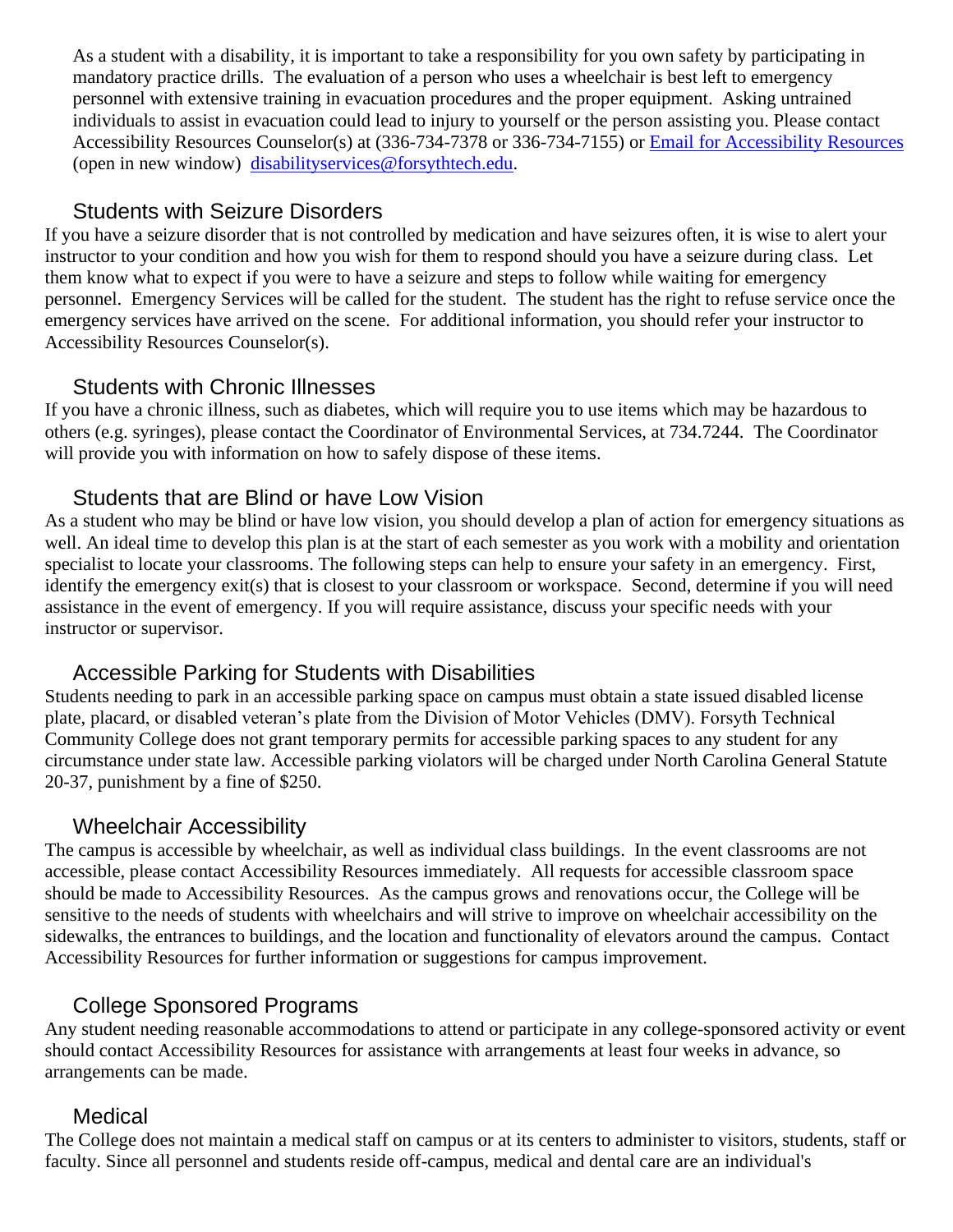As a student with a disability, it is important to take a responsibility for you own safety by participating in mandatory practice drills. The evaluation of a person who uses a wheelchair is best left to emergency personnel with extensive training in evacuation procedures and the proper equipment. Asking untrained individuals to assist in evacuation could lead to injury to yourself or the person assisting you. Please contact Accessibility Resources Counselor(s) at (336-734-7378 or 336-734-7155) or [Email for Accessibility Resources](mailto:disabilityservices@forsythtech.edu) (open in new window) [disabilityservices@forsythtech.edu](mailto:disabilityservices@forsythtech.edu).

## Students with Seizure Disorders

If you have a seizure disorder that is not controlled by medication and have seizures often, it is wise to alert your instructor to your condition and how you wish for them to respond should you have a seizure during class. Let them know what to expect if you were to have a seizure and steps to follow while waiting for emergency personnel. Emergency Services will be called for the student. The student has the right to refuse service once the emergency services have arrived on the scene. For additional information, you should refer your instructor to Accessibility Resources Counselor(s).

## Students with Chronic Illnesses

If you have a chronic illness, such as diabetes, which will require you to use items which may be hazardous to others (e.g. syringes), please contact the Coordinator of Environmental Services, at 734.7244. The Coordinator will provide you with information on how to safely dispose of these items.

## Students that are Blind or have Low Vision

As a student who may be blind or have low vision, you should develop a plan of action for emergency situations as well. An ideal time to develop this plan is at the start of each semester as you work with a mobility and orientation specialist to locate your classrooms. The following steps can help to ensure your safety in an emergency. First, identify the emergency exit(s) that is closest to your classroom or workspace. Second, determine if you will need assistance in the event of emergency. If you will require assistance, discuss your specific needs with your instructor or supervisor.

## Accessible Parking for Students with Disabilities

Students needing to park in an accessible parking space on campus must obtain a state issued disabled license plate, placard, or disabled veteran's plate from the Division of Motor Vehicles (DMV). Forsyth Technical Community College does not grant temporary permits for accessible parking spaces to any student for any circumstance under state law. Accessible parking violators will be charged under North Carolina General Statute 20-37, punishment by a fine of $250.

## Wheelchair Accessibility

The campus is accessible by wheelchair, as well as individual class buildings. In the event classrooms are not accessible, please contact Accessibility Resources immediately. All requests for accessible classroom space should be made to Accessibility Resources. As the campus grows and renovations occur, the College will be sensitive to the needs of students with wheelchairs and will strive to improve on wheelchair accessibility on the sidewalks, the entrances to buildings, and the location and functionality of elevators around the campus. Contact Accessibility Resources for further information or suggestions for campus improvement.

## College Sponsored Programs

Any student needing reasonable accommodations to attend or participate in any college-sponsored activity or event should contact Accessibility Resources for assistance with arrangements at least four weeks in advance, so arrangements can be made.

## Medical

The College does not maintain a medical staff on campus or at its centers to administer to visitors, students, staff or faculty. Since all personnel and students reside off-campus, medical and dental care are an individual's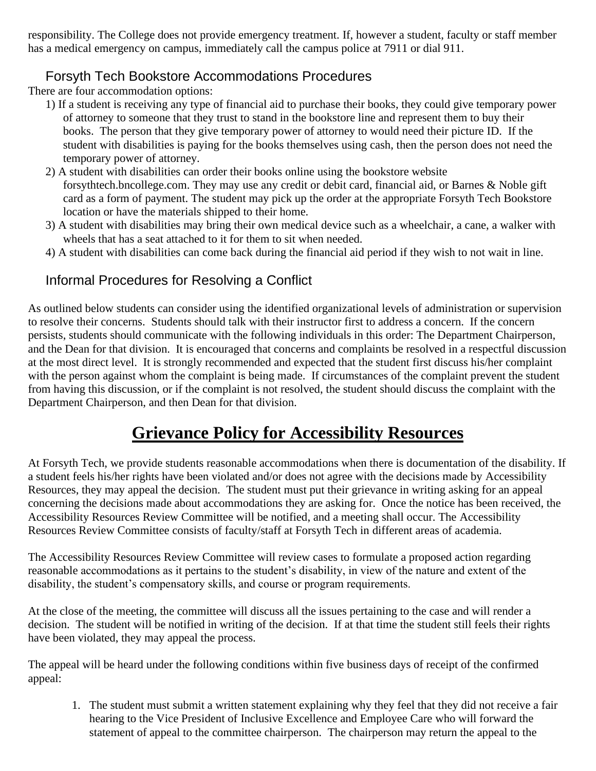responsibility. The College does not provide emergency treatment. If, however a student, faculty or staff member has a medical emergency on campus, immediately call the campus police at 7911 or dial 911.

## Forsyth Tech Bookstore Accommodations Procedures

There are four accommodation options:

1) If a student is receiving any type of financial aid to purchase their books, they could give temporary power of attorney to someone that they trust to stand in the bookstore line and represent them to buy their books. The person that they give temporary power of attorney to would need their picture ID. If the student with disabilities is paying for the books themselves using cash, then the person does not need the temporary power of attorney.
2) A student with disabilities can order their books online using the bookstore website forsythtech.bncollege.com. They may use any credit or debit card, financial aid, or Barnes & Noble gift card as a form of payment. The student may pick up the order at the appropriate Forsyth Tech Bookstore location or have the materials shipped to their home.
3) A student with disabilities may bring their own medical device such as a wheelchair, a cane, a walker with wheels that has a seat attached to it for them to sit when needed.
4) A student with disabilities can come back during the financial aid period if they wish to not wait in line.

## Informal Procedures for Resolving a Conflict

As outlined below students can consider using the identified organizational levels of administration or supervision to resolve their concerns. Students should talk with their instructor first to address a concern. If the concern persists, students should communicate with the following individuals in this order: The Department Chairperson, and the Dean for that division. It is encouraged that concerns and complaints be resolved in a respectful discussion at the most direct level. It is strongly recommended and expected that the student first discuss his/her complaint with the person against whom the complaint is being made. If circumstances of the complaint prevent the student from having this discussion, or if the complaint is not resolved, the student should discuss the complaint with the Department Chairperson, and then Dean for that division.

# Grievance Policy for Accessibility Resources

At Forsyth Tech, we provide students reasonable accommodations when there is documentation of the disability. If a student feels his/her rights have been violated and/or does not agree with the decisions made by Accessibility Resources, they may appeal the decision. The student must put their grievance in writing asking for an appeal concerning the decisions made about accommodations they are asking for. Once the notice has been received, the Accessibility Resources Review Committee will be notified, and a meeting shall occur. The Accessibility Resources Review Committee consists of faculty/staff at Forsyth Tech in different areas of academia.

The Accessibility Resources Review Committee will review cases to formulate a proposed action regarding reasonable accommodations as it pertains to the student's disability, in view of the nature and extent of the disability, the student's compensatory skills, and course or program requirements.

At the close of the meeting, the committee will discuss all the issues pertaining to the case and will render a decision. The student will be notified in writing of the decision. If at that time the student still feels their rights have been violated, they may appeal the process.

The appeal will be heard under the following conditions within five business days of receipt of the confirmed appeal:

1. The student must submit a written statement explaining why they feel that they did not receive a fair hearing to the Vice President of Inclusive Excellence and Employee Care who will forward the statement of appeal to the committee chairperson. The chairperson may return the appeal to the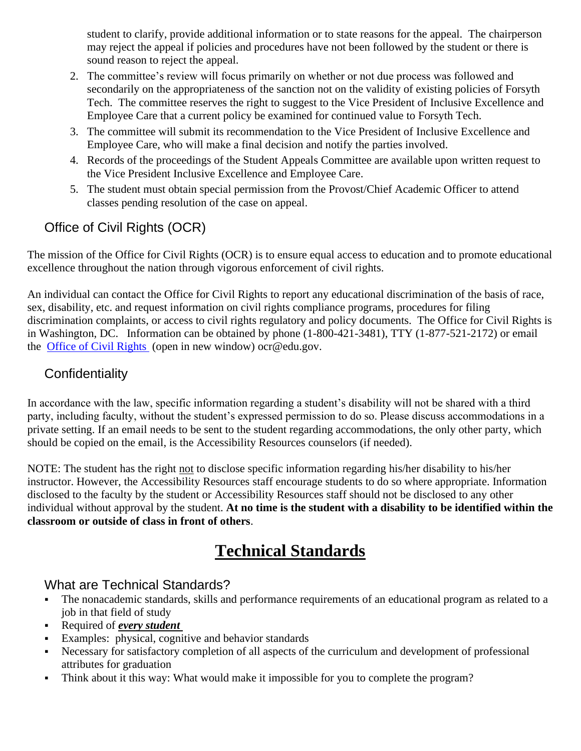student to clarify, provide additional information or to state reasons for the appeal. The chairperson may reject the appeal if policies and procedures have not been followed by the student or there is sound reason to reject the appeal.

2. The committee's review will focus primarily on whether or not due process was followed and secondarily on the appropriateness of the sanction not on the validity of existing policies of Forsyth Tech. The committee reserves the right to suggest to the Vice President of Inclusive Excellence and Employee Care that a current policy be examined for continued value to Forsyth Tech.
3. The committee will submit its recommendation to the Vice President of Inclusive Excellence and Employee Care, who will make a final decision and notify the parties involved.
4. Records of the proceedings of the Student Appeals Committee are available upon written request to the Vice President Inclusive Excellence and Employee Care.
5. The student must obtain special permission from the Provost/Chief Academic Officer to attend classes pending resolution of the case on appeal.

## Office of Civil Rights (OCR)

The mission of the Office for Civil Rights (OCR) is to ensure equal access to education and to promote educational excellence throughout the nation through vigorous enforcement of civil rights.

An individual can contact the Office for Civil Rights to report any educational discrimination of the basis of race, sex, disability, etc. and request information on civil rights compliance programs, procedures for filing discrimination complaints, or access to civil rights regulatory and policy documents. The Office for Civil Rights is in Washington, DC. Information can be obtained by phone (1-800-421-3481), TTY (1-877-521-2172) or email the Office of Civil Rights (open in new window) ocr@edu.gov.

## Confidentiality

In accordance with the law, specific information regarding a student's disability will not be shared with a third party, including faculty, without the student's expressed permission to do so. Please discuss accommodations in a private setting. If an email needs to be sent to the student regarding accommodations, the only other party, which should be copied on the email, is the Accessibility Resources counselors (if needed).

NOTE: The student has the right not to disclose specific information regarding his/her disability to his/her instructor. However, the Accessibility Resources staff encourage students to do so where appropriate. Information disclosed to the faculty by the student or Accessibility Resources staff should not be disclosed to any other individual without approval by the student. **At no time is the student with a disability to be identified within the classroom or outside of class in front of others**.

# Technical Standards

## What are Technical Standards?

- The nonacademic standards, skills and performance requirements of an educational program as related to a job in that field of study
- Required of ***every student***
- Examples: physical, cognitive and behavior standards
- Necessary for satisfactory completion of all aspects of the curriculum and development of professional attributes for graduation
- Think about it this way: What would make it impossible for you to complete the program?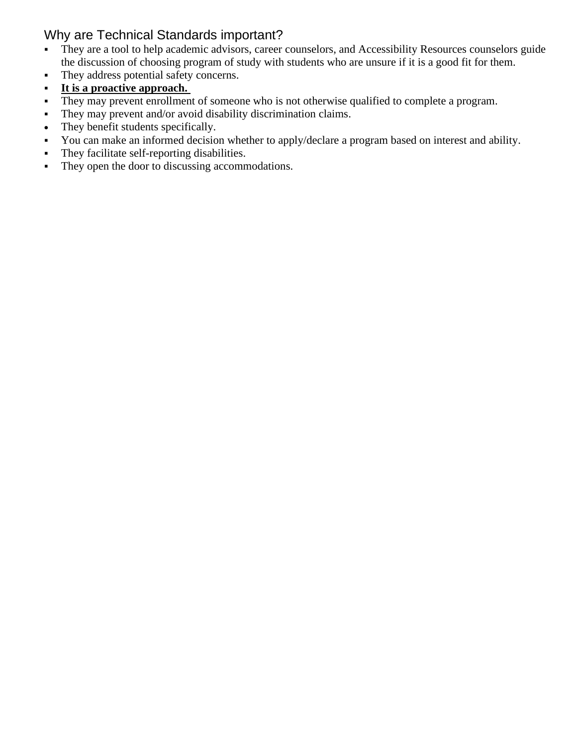## Why are Technical Standards important?

- They are a tool to help academic advisors, career counselors, and Accessibility Resources counselors guide the discussion of choosing program of study with students who are unsure if it is a good fit for them.
- They address potential safety concerns.
- **<u>It is a proactive approach.</u>**
- They may prevent enrollment of someone who is not otherwise qualified to complete a program.
- They may prevent and/or avoid disability discrimination claims.
- They benefit students specifically.
- You can make an informed decision whether to apply/declare a program based on interest and ability.
- They facilitate self-reporting disabilities.
- They open the door to discussing accommodations.